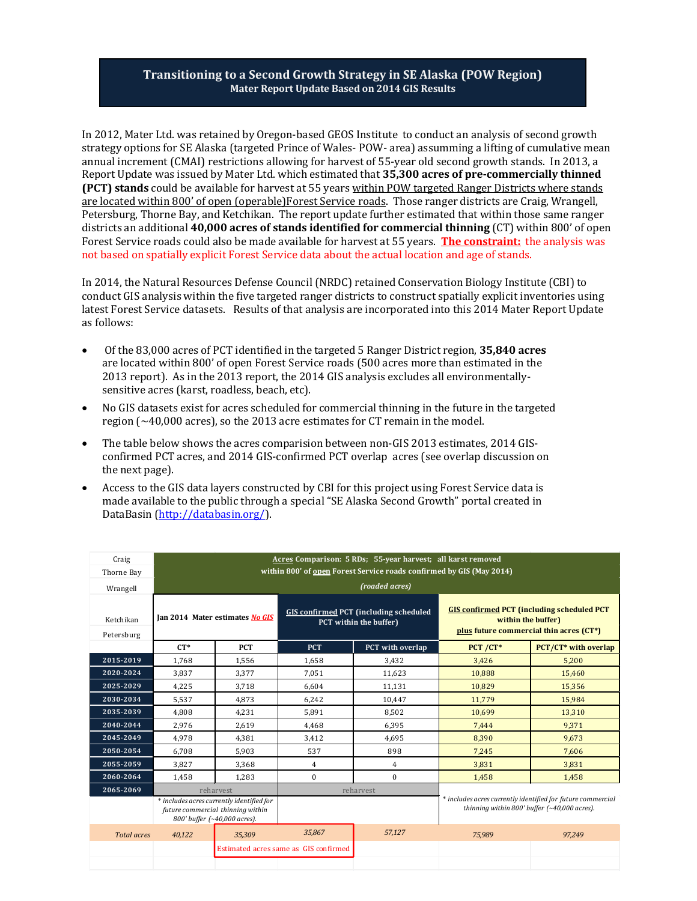# Transitioning to a Second Growth Strategy in SE Alaska (POW Region)

## Mater Report Update Based on 2014 GIS Results

In 2012, Mater Ltd. was retained by Oregon-based GEOS Institute to conduct an analysis of second growth strategy options for SE Alaska (targeted Prince of Wales- POW- area) assumming a lifting of cumulative mean annual increment (CMAI) restrictions allowing for harvest of 55-year old second growth stands. In 2013, a Report Update was issued by Mater Ltd. which estimated that **35,300 acres of pre-commercially thinned (PCT) stands** could be available for harvest at 55 years within POW targeted Ranger Districts where stands are located within 800' of open (operable)Forest Service roads. Those ranger districts are Craig, Wrangell, Petersburg, Thorne Bay, and Ketchikan. The report update further estimated that within those same ranger districts an additional **40,000 acres of stands identified for commercial thinning** (CT) within 800' of open Forest Service roads could also be made available for harvest at 55 years. **The constraint:** the analysis was not based on spatially explicit Forest Service data about the actual location and age of stands.

In 2014, the Natural Resources Defense Council (NRDC) retained Conservation Biology Institute (CBI) to conduct GIS analysis within the five targeted ranger districts to construct spatially explicit inventories using latest Forest Service datasets. Results of that analysis are incorporated into this 2014 Mater Report Update as follows:

- Of the 83,000 acres of PCT identified in the targeted 5 Ranger District region, **35,840 acres** are located within 800' of open Forest Service roads (500 acres more than estimated in the 2013 report). As in the 2013 report, the 2014 GIS analysis excludes all environmentally-sensitive acres (karst, roadless, beach, etc).
- No GIS datasets exist for acres scheduled for commercial thinning in the future in the targeted region (~40,000 acres), so the 2013 acre estimates for CT remain in the model.
- The table below shows the acres comparision between non-GIS 2013 estimates, 2014 GIS-confirmed PCT acres, and 2014 GIS-confirmed PCT overlap acres (see overlap discussion on the next page).
- Access to the GIS data layers constructed by CBI for this project using Forest Service data is made available to the public through a special "SE Alaska Second Growth" portal created in DataBasin (http://databasin.org/).

| Craig, Thorne Bay, Wrangell, Ketchikan, Petersburg | Acres Comparison: 5 RDs; 55-year harvest; all karst removed within 800' of open Forest Service roads confirmed by GIS (May 2014) (roaded acres) | | | | | |
|---|---|---|---|---|---|---|
| | Jan 2014 Mater estimates *No GIS* | | GIS confirmed PCT (including scheduled PCT within the buffer) | | GIS confirmed PCT (including scheduled PCT within the buffer) plus future commercial thin acres (CT*) | |
| | CT* | PCT | PCT | PCT with overlap | PCT /CT* | PCT/CT* with overlap |
| 2015-2019 | 1,768 | 1,556 | 1,658 | 3,432 | 3,426 | 5,200 |
| 2020-2024 | 3,837 | 3,377 | 7,051 | 11,623 | 10,888 | 15,460 |
| 2025-2029 | 4,225 | 3,718 | 6,604 | 11,131 | 10,829 | 15,356 |
| 2030-2034 | 5,537 | 4,873 | 6,242 | 10,447 | 11,779 | 15,984 |
| 2035-2039 | 4,808 | 4,231 | 5,891 | 8,502 | 10,699 | 13,310 |
| 2040-2044 | 2,976 | 2,619 | 4,468 | 6,395 | 7,444 | 9,371 |
| 2045-2049 | 4,978 | 4,381 | 3,412 | 4,695 | 8,390 | 9,673 |
| 2050-2054 | 6,708 | 5,903 | 537 | 898 | 7,245 | 7,606 |
| 2055-2059 | 3,827 | 3,368 | 4 | 4 | 3,831 | 3,831 |
| 2060-2064 | 1,458 | 1,283 | 0 | 0 | 1,458 | 1,458 |
| 2065-2069 | reharvest | | reharvest | | | |
| | *\* includes acres currently identified for future commercial thinning within 800' buffer (~40,000 acres).* | | | | *\* includes acres currently identified for future commercial thinning within 800' buffer (~40,000 acres).* | |
| *Total acres* | *40,122* | *35,309* | *35,867* | *57,127* | *75,989* | *97,249* |
| | | Estimated acres same as GIS confirmed | | | | |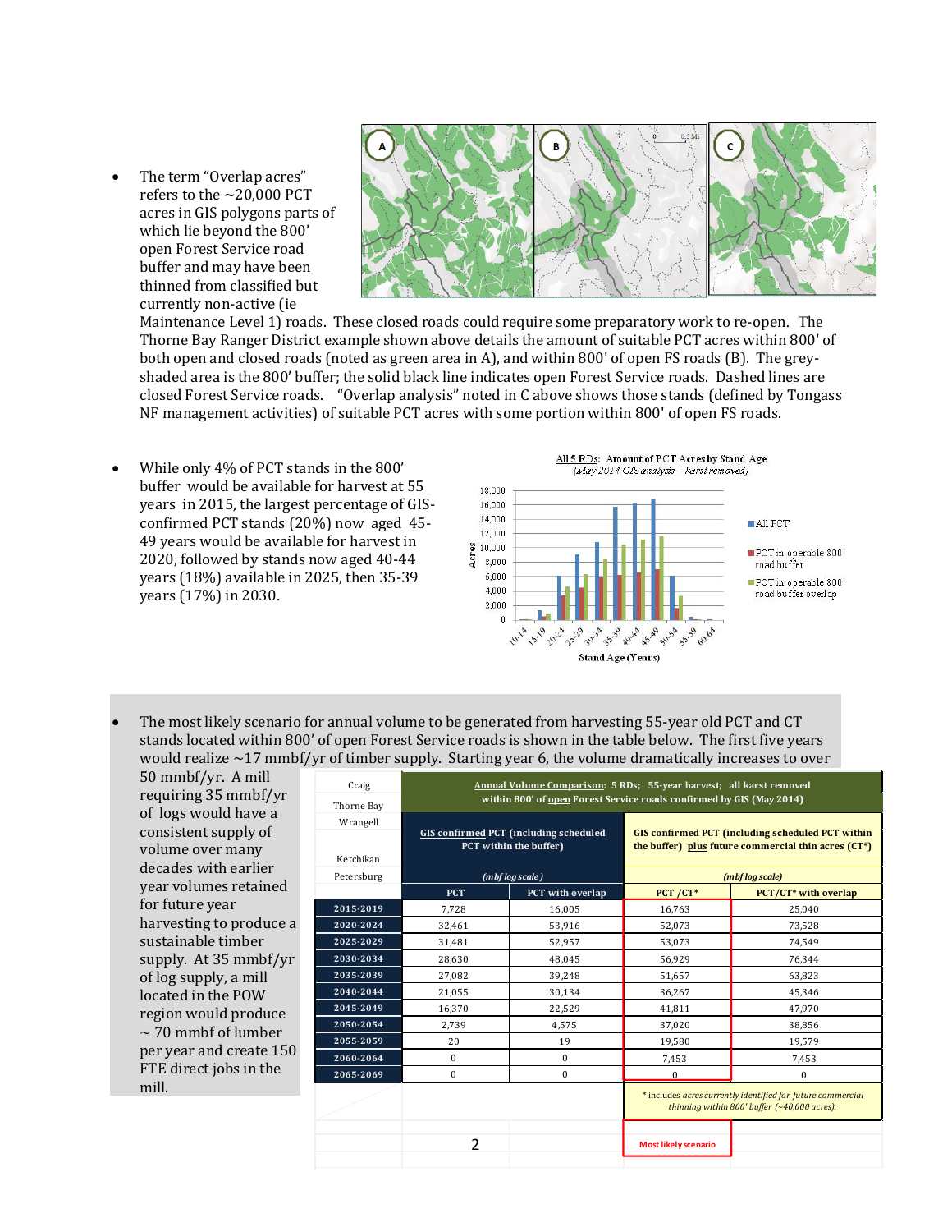- The term "Overlap acres" refers to the ~20,000 PCT acres in GIS polygons parts of which lie beyond the 800' open Forest Service road buffer and may have been thinned from classified but currently non-active (ie Maintenance Level 1) roads. These closed roads could require some preparatory work to re-open. The Thorne Bay Ranger District example shown above details the amount of suitable PCT acres within 800' of both open and closed roads (noted as green area in A), and within 800' of open FS roads (B). The grey-shaded area is the 800' buffer; the solid black line indicates open Forest Service roads. Dashed lines are closed Forest Service roads. "Overlap analysis" noted in C above shows those stands (defined by Tongass NF management activities) of suitable PCT acres with some portion within 800' of open FS roads.

- While only 4% of PCT stands in the 800' buffer would be available for harvest at 55 years in 2015, the largest percentage of GIS-confirmed PCT stands (20%) now aged 45-49 years would be available for harvest in 2020, followed by stands now aged 40-44 years (18%) available in 2025, then 35-39 years (17%) in 2030.

- The most likely scenario for annual volume to be generated from harvesting 55-year old PCT and CT stands located within 800' of open Forest Service roads is shown in the table below. The first five years would realize ~17 mmbf/yr of timber supply. Starting year 6, the volume dramatically increases to over 50 mmbf/yr. A mill requiring 35 mmbf/yr of logs would have a consistent supply of volume over many decades with earlier year volumes retained for future year harvesting to produce a sustainable timber supply. At 35 mmbf/yr of log supply, a mill located in the POW region would produce ~ 70 mmbf of lumber per year and create 150 FTE direct jobs in the mill.

**Annual Volume Comparison:** 5 RDs; 55-year harvest; all karst removed within 800' of open Forest Service roads confirmed by GIS (May 2014)

Craig, Thorne Bay, Wrangell, Ketchikan, Petersburg

| | GIS confirmed PCT (including scheduled PCT within the buffer) (mbf log scale) | | GIS confirmed PCT (including scheduled PCT within the buffer) plus future commercial thin acres (CT*) (mbf log scale) | |
|---|---|---|---|---|
| | PCT | PCT with overlap | PCT /CT* | PCT/CT* with overlap |
| 2015-2019 | 7,728 | 16,005 | 16,763 | 25,040 |
| 2020-2024 | 32,461 | 53,916 | 52,073 | 73,528 |
| 2025-2029 | 31,481 | 52,957 | 53,073 | 74,549 |
| 2030-2034 | 28,630 | 48,045 | 56,929 | 76,344 |
| 2035-2039 | 27,082 | 39,248 | 51,657 | 63,823 |
| 2040-2044 | 21,055 | 30,134 | 36,267 | 45,346 |
| 2045-2049 | 16,370 | 22,529 | 41,811 | 47,970 |
| 2050-2054 | 2,739 | 4,575 | 37,020 | 38,856 |
| 2055-2059 | 20 | 19 | 19,580 | 19,579 |
| 2060-2064 | 0 | 0 | 7,453 | 7,453 |
| 2065-2069 | 0 | 0 | 0 | 0 |

\* includes *acres currently identified for future commercial thinning within 800' buffer (~40,000 acres).*

Most likely scenario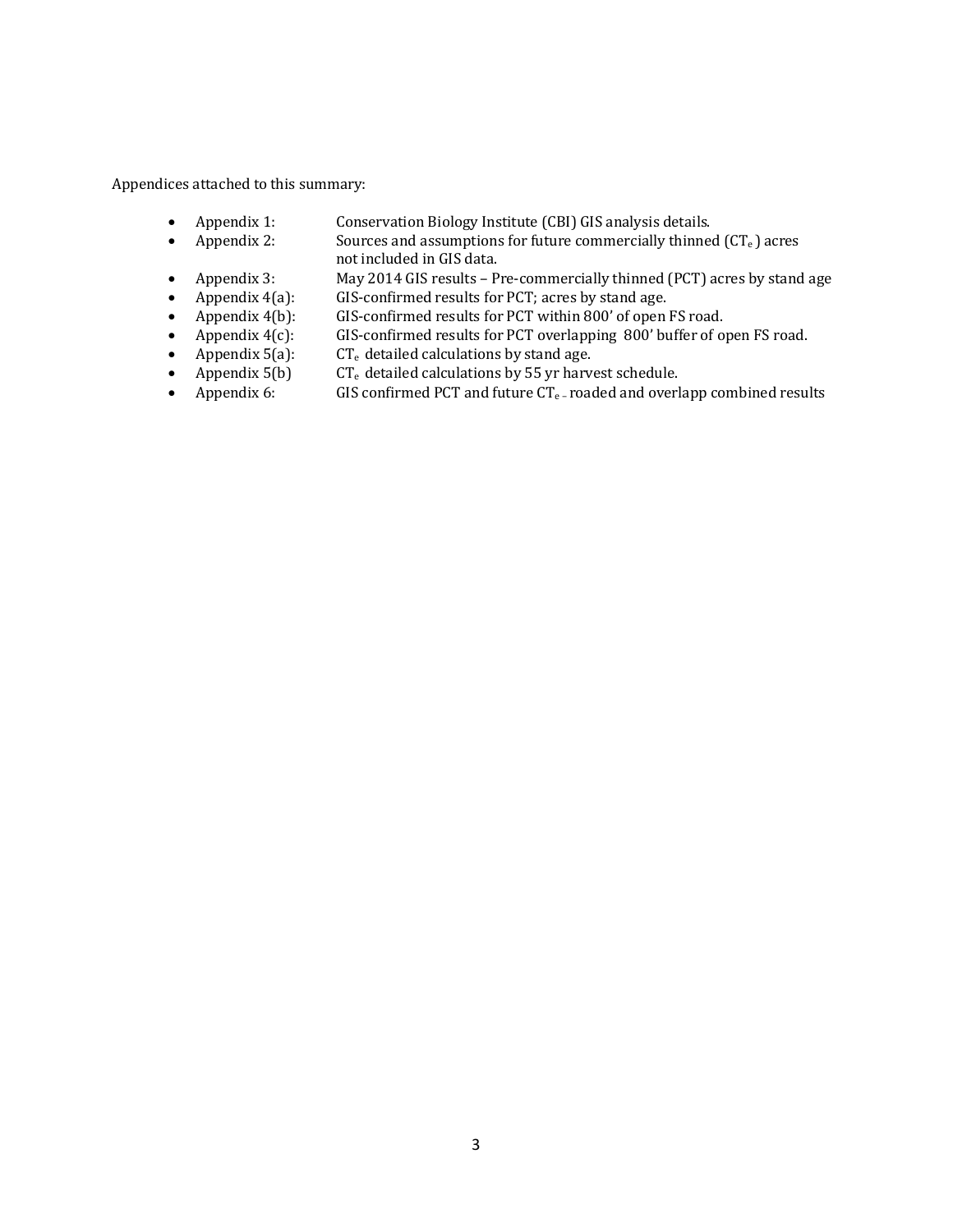Appendices attached to this summary:

- Appendix 1: Conservation Biology Institute (CBI) GIS analysis details.
- Appendix 2: Sources and assumptions for future commercially thinned ($CT_e$) acres not included in GIS data.
- Appendix 3: May 2014 GIS results – Pre-commercially thinned (PCT) acres by stand age
- Appendix 4(a): GIS-confirmed results for PCT; acres by stand age.
- Appendix 4(b): GIS-confirmed results for PCT within 800' of open FS road.
- Appendix 4(c): GIS-confirmed results for PCT overlapping 800' buffer of open FS road.
- Appendix 5(a): $CT_e$ detailed calculations by stand age.
- Appendix 5(b) $CT_e$ detailed calculations by 55 yr harvest schedule.
- Appendix 6: GIS confirmed PCT and future $CT_e$ – roaded and overlapp combined results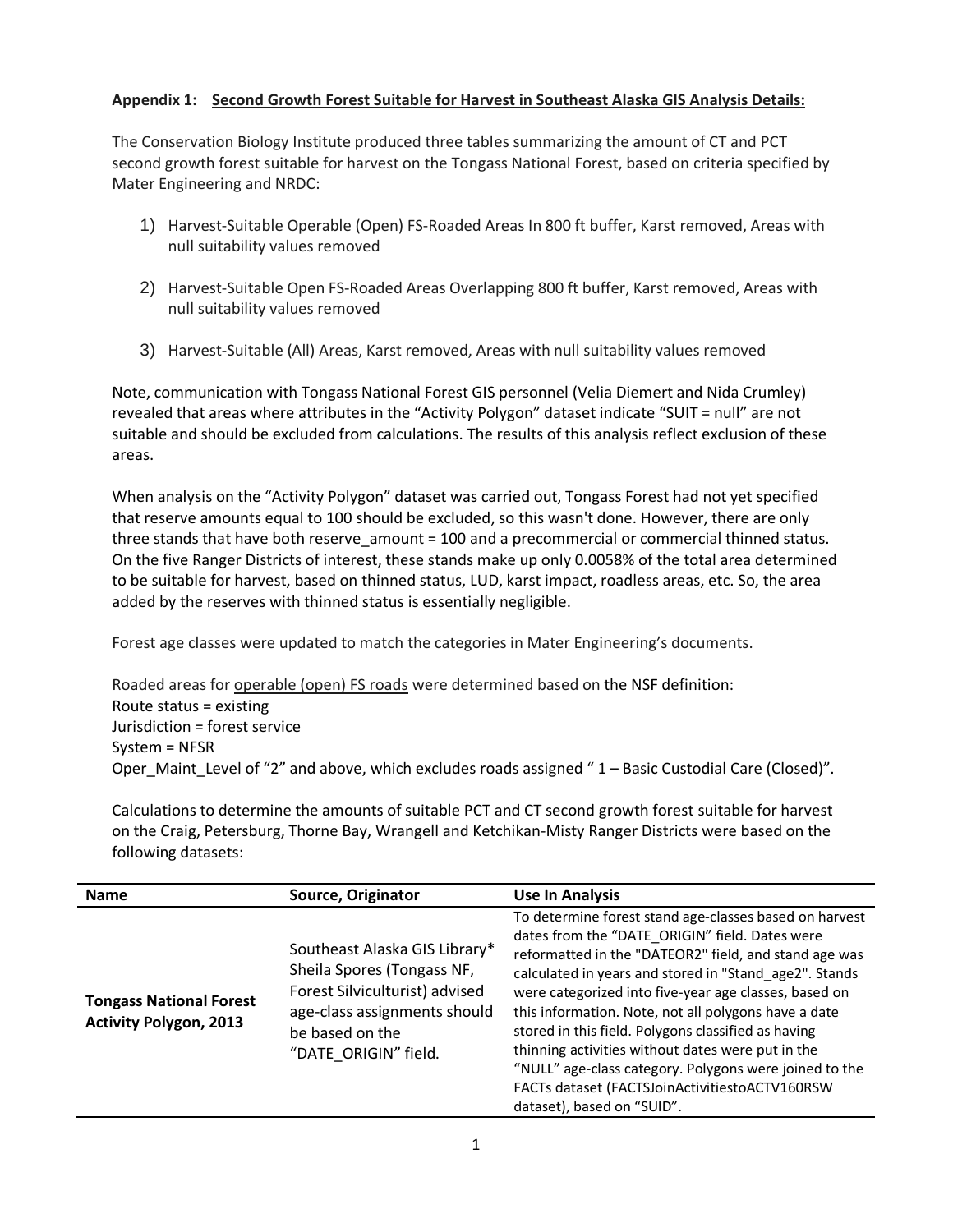**Appendix 1: <u>Second Growth Forest Suitable for Harvest in Southeast Alaska GIS Analysis Details:</u>**

The Conservation Biology Institute produced three tables summarizing the amount of CT and PCT second growth forest suitable for harvest on the Tongass National Forest, based on criteria specified by Mater Engineering and NRDC:

1) Harvest-Suitable Operable (Open) FS-Roaded Areas In 800 ft buffer, Karst removed, Areas with null suitability values removed

2) Harvest-Suitable Open FS-Roaded Areas Overlapping 800 ft buffer, Karst removed, Areas with null suitability values removed

3) Harvest-Suitable (All) Areas, Karst removed, Areas with null suitability values removed

Note, communication with Tongass National Forest GIS personnel (Velia Diemert and Nida Crumley) revealed that areas where attributes in the "Activity Polygon" dataset indicate "SUIT = null" are not suitable and should be excluded from calculations. The results of this analysis reflect exclusion of these areas.

When analysis on the "Activity Polygon" dataset was carried out, Tongass Forest had not yet specified that reserve amounts equal to 100 should be excluded, so this wasn't done. However, there are only three stands that have both reserve_amount = 100 and a precommercial or commercial thinned status. On the five Ranger Districts of interest, these stands make up only 0.0058% of the total area determined to be suitable for harvest, based on thinned status, LUD, karst impact, roadless areas, etc. So, the area added by the reserves with thinned status is essentially negligible.

Forest age classes were updated to match the categories in Mater Engineering's documents.

Roaded areas for <u>operable (open) FS roads</u> were determined based on the NSF definition:
Route status = existing
Jurisdiction = forest service
System = NFSR
Oper_Maint_Level of "2" and above, which excludes roads assigned " 1 – Basic Custodial Care (Closed)".

Calculations to determine the amounts of suitable PCT and CT second growth forest suitable for harvest on the Craig, Petersburg, Thorne Bay, Wrangell and Ketchikan-Misty Ranger Districts were based on the following datasets:

| Name | Source, Originator | Use In Analysis |
|---|---|---|
| **Tongass National Forest Activity Polygon, 2013** | Southeast Alaska GIS Library* Sheila Spores (Tongass NF, Forest Silviculturist) advised age-class assignments should be based on the "DATE_ORIGIN" field. | To determine forest stand age-classes based on harvest dates from the "DATE_ORIGIN" field. Dates were reformatted in the "DATEOR2" field, and stand age was calculated in years and stored in "Stand_age2". Stands were categorized into five-year age classes, based on this information. Note, not all polygons have a date stored in this field. Polygons classified as having thinning activities without dates were put in the "NULL" age-class category. Polygons were joined to the FACTs dataset (FACTSJoinActivitiestoACTV160RSW dataset), based on "SUID". |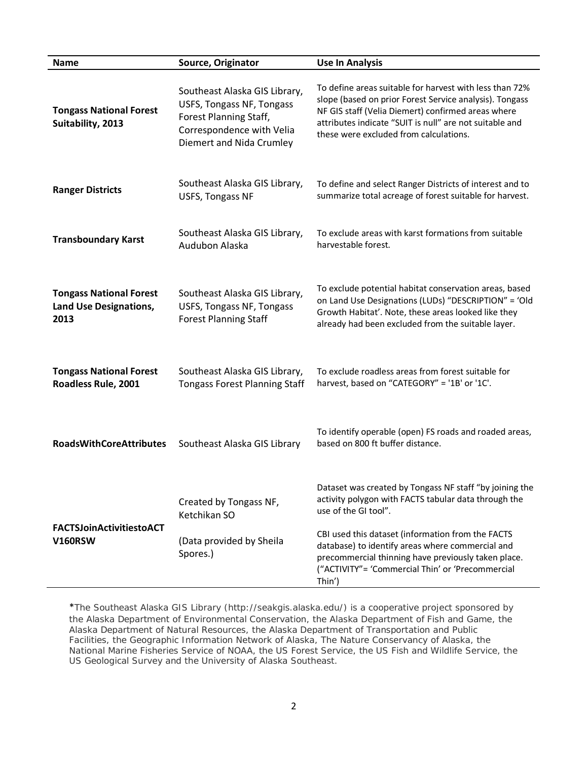| Name | Source, Originator | Use In Analysis |
|---|---|---|
| **Tongass National Forest Suitability, 2013** | Southeast Alaska GIS Library, USFS, Tongass NF, Tongass Forest Planning Staff, Correspondence with Velia Diemert and Nida Crumley | To define areas suitable for harvest with less than 72% slope (based on prior Forest Service analysis). Tongass NF GIS staff (Velia Diemert) confirmed areas where attributes indicate "SUIT is null" are not suitable and these were excluded from calculations. |
| **Ranger Districts** | Southeast Alaska GIS Library, USFS, Tongass NF | To define and select Ranger Districts of interest and to summarize total acreage of forest suitable for harvest. |
| **Transboundary Karst** | Southeast Alaska GIS Library, Audubon Alaska | To exclude areas with karst formations from suitable harvestable forest. |
| **Tongass National Forest Land Use Designations, 2013** | Southeast Alaska GIS Library, USFS, Tongass NF, Tongass Forest Planning Staff | To exclude potential habitat conservation areas, based on Land Use Designations (LUDs) "DESCRIPTION" = 'Old Growth Habitat'. Note, these areas looked like they already had been excluded from the suitable layer. |
| **Tongass National Forest Roadless Rule, 2001** | Southeast Alaska GIS Library, Tongass Forest Planning Staff | To exclude roadless areas from forest suitable for harvest, based on "CATEGORY" = '1B' or '1C'. |
| **RoadsWithCoreAttributes** | Southeast Alaska GIS Library | To identify operable (open) FS roads and roaded areas, based on 800 ft buffer distance. |
| **FACTSJoinActivitiestoACT V160RSW** | Created by Tongass NF, Ketchikan SO<br><br>(Data provided by Sheila Spores.) | Dataset was created by Tongass NF staff "by joining the activity polygon with FACTS tabular data through the use of the GI tool".<br><br>CBI used this dataset (information from the FACTS database) to identify areas where commercial and precommercial thinning have previously taken place. ("ACTIVITY"= 'Commercial Thin' or 'Precommercial Thin') |

*The Southeast Alaska GIS Library (http://seakgis.alaska.edu/) is a cooperative project sponsored by the Alaska Department of Environmental Conservation, the Alaska Department of Fish and Game, the Alaska Department of Natural Resources, the Alaska Department of Transportation and Public Facilities, the Geographic Information Network of Alaska, The Nature Conservancy of Alaska, the National Marine Fisheries Service of NOAA, the US Forest Service, the US Fish and Wildlife Service, the US Geological Survey and the University of Alaska Southeast.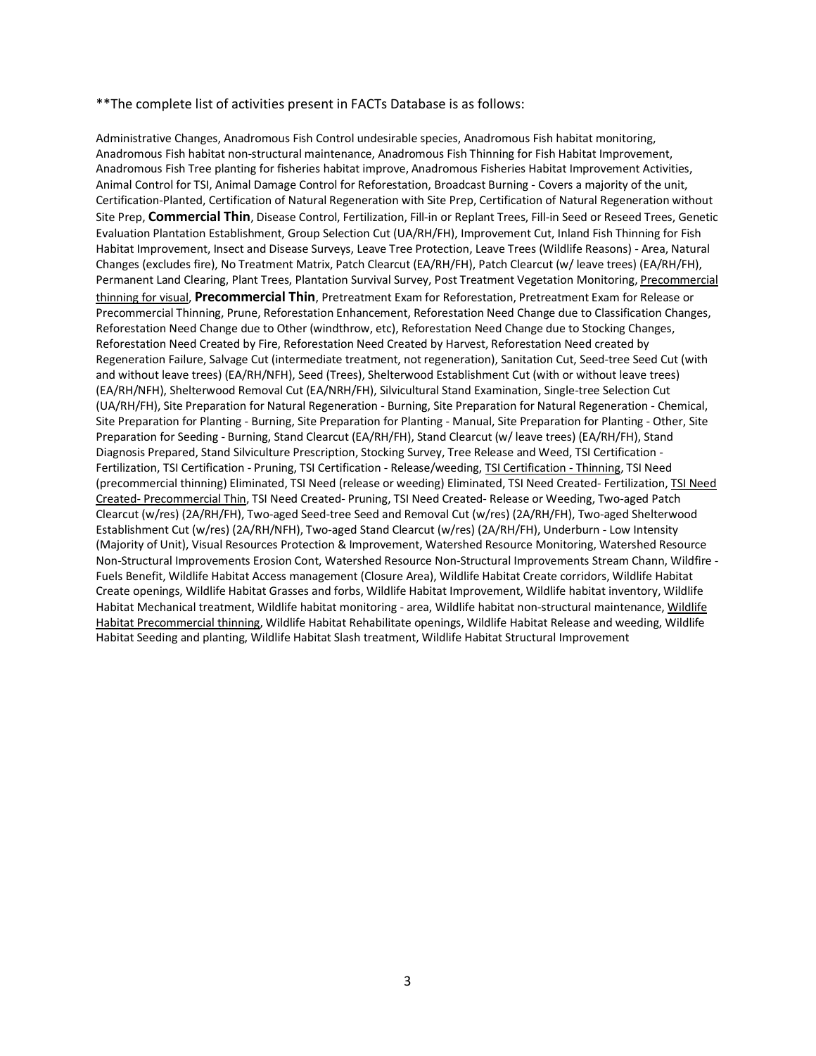**The complete list of activities present in FACTs Database is as follows:

Administrative Changes, Anadromous Fish Control undesirable species, Anadromous Fish habitat monitoring, Anadromous Fish habitat non-structural maintenance, Anadromous Fish Thinning for Fish Habitat Improvement, Anadromous Fish Tree planting for fisheries habitat improve, Anadromous Fisheries Habitat Improvement Activities, Animal Control for TSI, Animal Damage Control for Reforestation, Broadcast Burning - Covers a majority of the unit, Certification-Planted, Certification of Natural Regeneration with Site Prep, Certification of Natural Regeneration without Site Prep, **Commercial Thin**, Disease Control, Fertilization, Fill-in or Replant Trees, Fill-in Seed or Reseed Trees, Genetic Evaluation Plantation Establishment, Group Selection Cut (UA/RH/FH), Improvement Cut, Inland Fish Thinning for Fish Habitat Improvement, Insect and Disease Surveys, Leave Tree Protection, Leave Trees (Wildlife Reasons) - Area, Natural Changes (excludes fire), No Treatment Matrix, Patch Clearcut (EA/RH/FH), Patch Clearcut (w/ leave trees) (EA/RH/FH), Permanent Land Clearing, Plant Trees, Plantation Survival Survey, Post Treatment Vegetation Monitoring, <u>Precommercial thinning for visual</u>, **Precommercial Thin**, Pretreatment Exam for Reforestation, Pretreatment Exam for Release or Precommercial Thinning, Prune, Reforestation Enhancement, Reforestation Need Change due to Classification Changes, Reforestation Need Change due to Other (windthrow, etc), Reforestation Need Change due to Stocking Changes, Reforestation Need Created by Fire, Reforestation Need Created by Harvest, Reforestation Need created by Regeneration Failure, Salvage Cut (intermediate treatment, not regeneration), Sanitation Cut, Seed-tree Seed Cut (with and without leave trees) (EA/RH/NFH), Seed (Trees), Shelterwood Establishment Cut (with or without leave trees) (EA/RH/NFH), Shelterwood Removal Cut (EA/NRH/FH), Silvicultural Stand Examination, Single-tree Selection Cut (UA/RH/FH), Site Preparation for Natural Regeneration - Burning, Site Preparation for Natural Regeneration - Chemical, Site Preparation for Planting - Burning, Site Preparation for Planting - Manual, Site Preparation for Planting - Other, Site Preparation for Seeding - Burning, Stand Clearcut (EA/RH/FH), Stand Clearcut (w/ leave trees) (EA/RH/FH), Stand Diagnosis Prepared, Stand Silviculture Prescription, Stocking Survey, Tree Release and Weed, TSI Certification - Fertilization, TSI Certification - Pruning, TSI Certification - Release/weeding, <u>TSI Certification - Thinning</u>, TSI Need (precommercial thinning) Eliminated, TSI Need (release or weeding) Eliminated, TSI Need Created- Fertilization, <u>TSI Need Created- Precommercial Thin</u>, TSI Need Created- Pruning, TSI Need Created- Release or Weeding, Two-aged Patch Clearcut (w/res) (2A/RH/FH), Two-aged Seed-tree Seed and Removal Cut (w/res) (2A/RH/FH), Two-aged Shelterwood Establishment Cut (w/res) (2A/RH/NFH), Two-aged Stand Clearcut (w/res) (2A/RH/FH), Underburn - Low Intensity (Majority of Unit), Visual Resources Protection & Improvement, Watershed Resource Monitoring, Watershed Resource Non-Structural Improvements Erosion Cont, Watershed Resource Non-Structural Improvements Stream Chann, Wildfire - Fuels Benefit, Wildlife Habitat Access management (Closure Area), Wildlife Habitat Create corridors, Wildlife Habitat Create openings, Wildlife Habitat Grasses and forbs, Wildlife Habitat Improvement, Wildlife habitat inventory, Wildlife Habitat Mechanical treatment, Wildlife habitat monitoring - area, Wildlife habitat non-structural maintenance, <u>Wildlife Habitat Precommercial thinning</u>, Wildlife Habitat Rehabilitate openings, Wildlife Habitat Release and weeding, Wildlife Habitat Seeding and planting, Wildlife Habitat Slash treatment, Wildlife Habitat Structural Improvement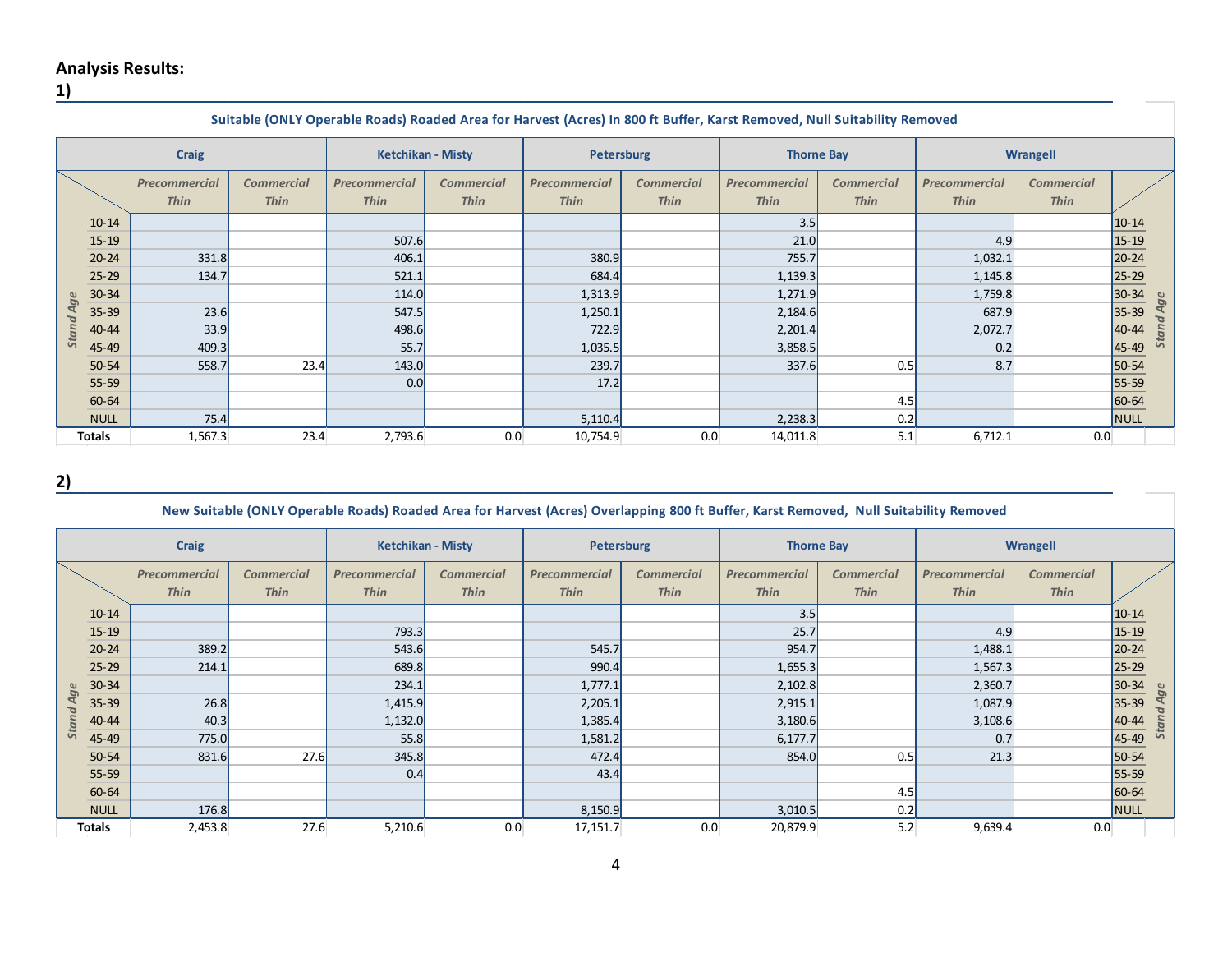## Analysis Results:

### 1)

**Suitable (ONLY Operable Roads) Roaded Area for Harvest (Acres) In 800 ft Buffer, Karst Removed, Null Suitability Removed**

| Stand Age | Craig | | Ketchikan - Misty | | Petersburg | | Thorne Bay | | Wrangell | | Stand Age |
|---|---|---|---|---|---|---|---|---|---|---|---|
| | Precommercial Thin | Commercial Thin | Precommercial Thin | Commercial Thin | Precommercial Thin | Commercial Thin | Precommercial Thin | Commercial Thin | Precommercial Thin | Commercial Thin | |
| 10-14 | | | | | | | 3.5 | | | | 10-14 |
| 15-19 | | | 507.6 | | | | 21.0 | | 4.9 | | 15-19 |
| 20-24 | 331.8 | | 406.1 | | 380.9 | | 755.7 | | 1,032.1 | | 20-24 |
| 25-29 | 134.7 | | 521.1 | | 684.4 | | 1,139.3 | | 1,145.8 | | 25-29 |
| 30-34 | | | 114.0 | | 1,313.9 | | 1,271.9 | | 1,759.8 | | 30-34 |
| 35-39 | 23.6 | | 547.5 | | 1,250.1 | | 2,184.6 | | 687.9 | | 35-39 |
| 40-44 | 33.9 | | 498.6 | | 722.9 | | 2,201.4 | | 2,072.7 | | 40-44 |
| 45-49 | 409.3 | | 55.7 | | 1,035.5 | | 3,858.5 | | 0.2 | | 45-49 |
| 50-54 | 558.7 | 23.4 | 143.0 | | 239.7 | | 337.6 | 0.5 | 8.7 | | 50-54 |
| 55-59 | | | 0.0 | | 17.2 | | | | | | 55-59 |
| 60-64 | | | | | | | | 4.5 | | | 60-64 |
| NULL | 75.4 | | | | 5,110.4 | | 2,238.3 | 0.2 | | | NULL |
| **Totals** | 1,567.3 | 23.4 | 2,793.6 | 0.0 | 10,754.9 | 0.0 | 14,011.8 | 5.1 | 6,712.1 | 0.0 | |

### 2)

**New Suitable (ONLY Operable Roads) Roaded Area for Harvest (Acres) Overlapping 800 ft Buffer, Karst Removed, Null Suitability Removed**

| Stand Age | Craig | | Ketchikan - Misty | | Petersburg | | Thorne Bay | | Wrangell | | Stand Age |
|---|---|---|---|---|---|---|---|---|---|---|---|
| | Precommercial Thin | Commercial Thin | Precommercial Thin | Commercial Thin | Precommercial Thin | Commercial Thin | Precommercial Thin | Commercial Thin | Precommercial Thin | Commercial Thin | |
| 10-14 | | | | | | | 3.5 | | | | 10-14 |
| 15-19 | | | 793.3 | | | | 25.7 | | 4.9 | | 15-19 |
| 20-24 | 389.2 | | 543.6 | | 545.7 | | 954.7 | | 1,488.1 | | 20-24 |
| 25-29 | 214.1 | | 689.8 | | 990.4 | | 1,655.3 | | 1,567.3 | | 25-29 |
| 30-34 | | | 234.1 | | 1,777.1 | | 2,102.8 | | 2,360.7 | | 30-34 |
| 35-39 | 26.8 | | 1,415.9 | | 2,205.1 | | 2,915.1 | | 1,087.9 | | 35-39 |
| 40-44 | 40.3 | | 1,132.0 | | 1,385.4 | | 3,180.6 | | 3,108.6 | | 40-44 |
| 45-49 | 775.0 | | 55.8 | | 1,581.2 | | 6,177.7 | | 0.7 | | 45-49 |
| 50-54 | 831.6 | 27.6 | 345.8 | | 472.4 | | 854.0 | 0.5 | 21.3 | | 50-54 |
| 55-59 | | | 0.4 | | 43.4 | | | | | | 55-59 |
| 60-64 | | | | | | | | 4.5 | | | 60-64 |
| NULL | 176.8 | | | | 8,150.9 | | 3,010.5 | 0.2 | | | NULL |
| **Totals** | 2,453.8 | 27.6 | 5,210.6 | 0.0 | 17,151.7 | 0.0 | 20,879.9 | 5.2 | 9,639.4 | 0.0 | |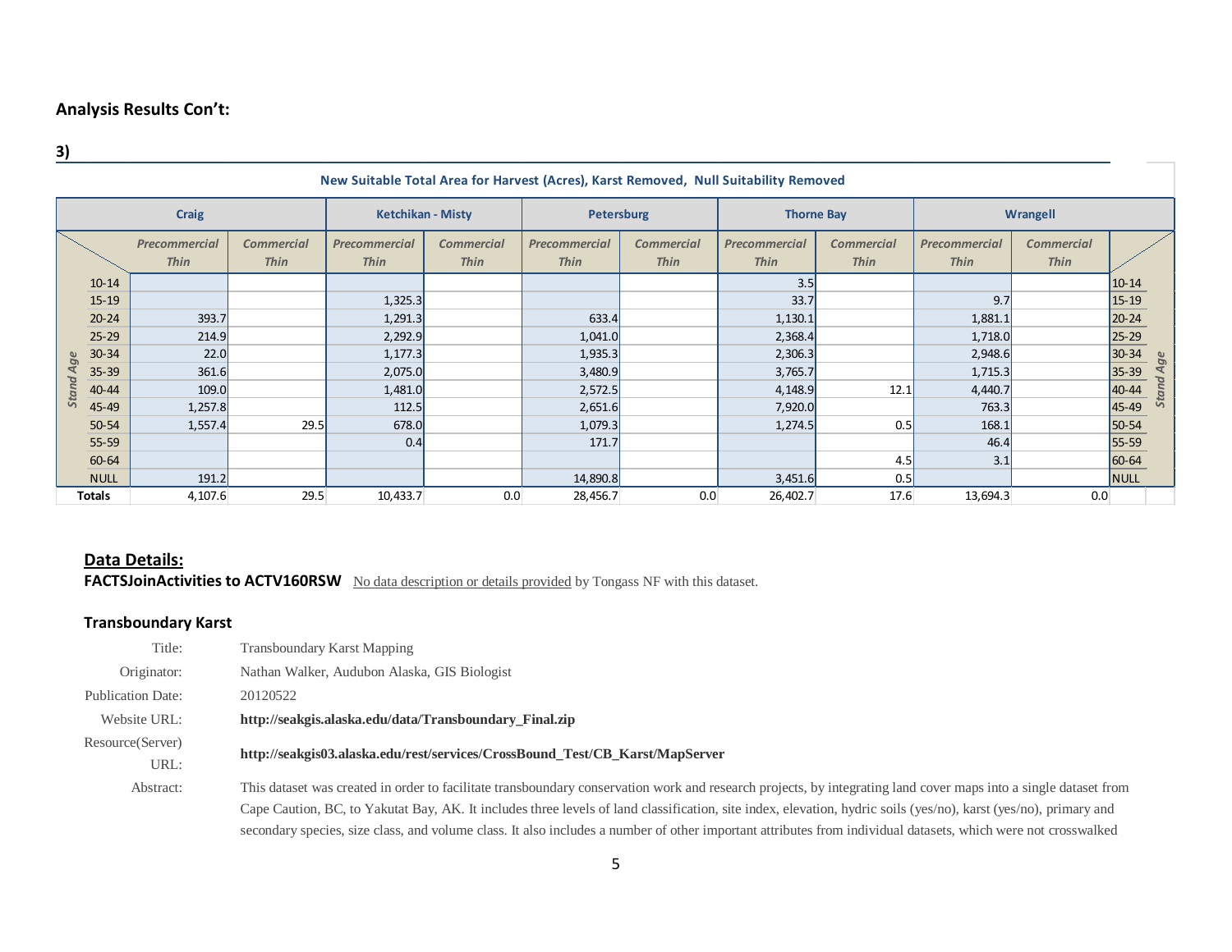## Analysis Results Con't:

**3)**

**New Suitable Total Area for Harvest (Acres), Karst Removed, Null Suitability Removed**

| Stand Age | Craig | | Ketchikan - Misty | | Petersburg | | Thorne Bay | | Wrangell | | Stand Age |
|---|---|---|---|---|---|---|---|---|---|---|---|
| | *Precommercial Thin* | *Commercial Thin* | *Precommercial Thin* | *Commercial Thin* | *Precommercial Thin* | *Commercial Thin* | *Precommercial Thin* | *Commercial Thin* | *Precommercial Thin* | *Commercial Thin* | |
| 10-14 | | | | | | | 3.5 | | | | 10-14 |
| 15-19 | | | 1,325.3 | | | | 33.7 | | 9.7 | | 15-19 |
| 20-24 | 393.7 | | 1,291.3 | | 633.4 | | 1,130.1 | | 1,881.1 | | 20-24 |
| 25-29 | 214.9 | | 2,292.9 | | 1,041.0 | | 2,368.4 | | 1,718.0 | | 25-29 |
| 30-34 | 22.0 | | 1,177.3 | | 1,935.3 | | 2,306.3 | | 2,948.6 | | 30-34 |
| 35-39 | 361.6 | | 2,075.0 | | 3,480.9 | | 3,765.7 | | 1,715.3 | | 35-39 |
| 40-44 | 109.0 | | 1,481.0 | | 2,572.5 | | 4,148.9 | 12.1 | 4,440.7 | | 40-44 |
| 45-49 | 1,257.8 | | 112.5 | | 2,651.6 | | 7,920.0 | | 763.3 | | 45-49 |
| 50-54 | 1,557.4 | 29.5 | 678.0 | | 1,079.3 | | 1,274.5 | 0.5 | 168.1 | | 50-54 |
| 55-59 | | | 0.4 | | 171.7 | | | | 46.4 | | 55-59 |
| 60-64 | | | | | | | | 4.5 | 3.1 | | 60-64 |
| NULL | 191.2 | | | | 14,890.8 | | 3,451.6 | 0.5 | | | NULL |
| **Totals** | 4,107.6 | 29.5 | 10,433.7 | 0.0 | 28,456.7 | 0.0 | 26,402.7 | 17.6 | 13,694.3 | 0.0 | |

## Data Details:

**FACTSJoinActivities to ACTV160RSW** No data description or details provided by Tongass NF with this dataset.

### Transboundary Karst

| | |
|---|---|
| Title: | Transboundary Karst Mapping |
| Originator: | Nathan Walker, Audubon Alaska, GIS Biologist |
| Publication Date: | 20120522 |
| Website URL: | **http://seakgis.alaska.edu/data/Transboundary_Final.zip** |
| Resource(Server) URL: | **http://seakgis03.alaska.edu/rest/services/CrossBound_Test/CB_Karst/MapServer** |
| Abstract: | This dataset was created in order to facilitate transboundary conservation work and research projects, by integrating land cover maps into a single dataset from Cape Caution, BC, to Yakutat Bay, AK. It includes three levels of land classification, site index, elevation, hydric soils (yes/no), karst (yes/no), primary and secondary species, size class, and volume class. It also includes a number of other important attributes from individual datasets, which were not crosswalked |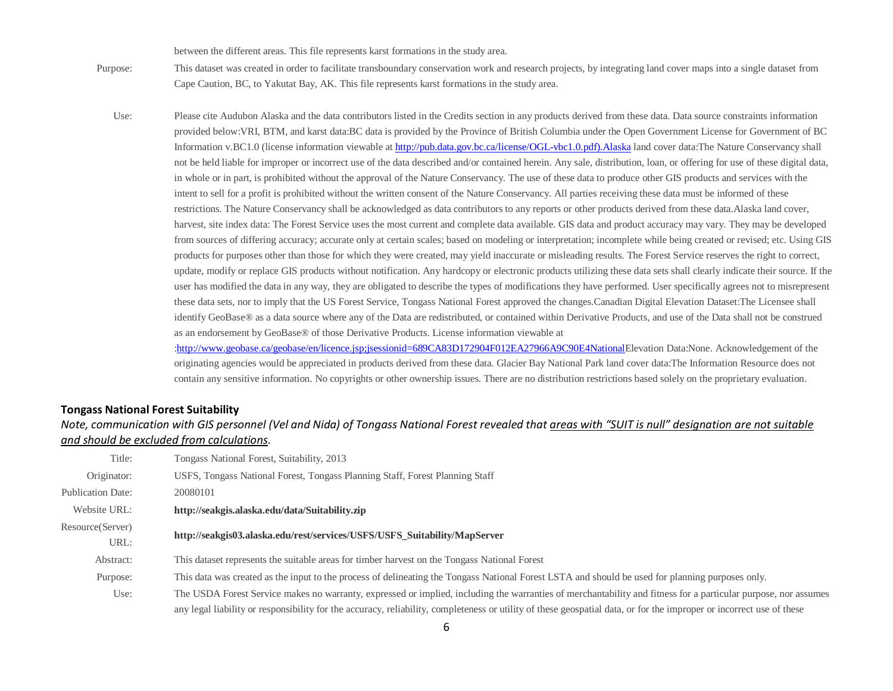between the different areas. This file represents karst formations in the study area.

| | |
|---|---|
| Purpose: | This dataset was created in order to facilitate transboundary conservation work and research projects, by integrating land cover maps into a single dataset from Cape Caution, BC, to Yakutat Bay, AK. This file represents karst formations in the study area. |
| Use: | Please cite Audubon Alaska and the data contributors listed in the Credits section in any products derived from these data. Data source constraints information provided below:VRI, BTM, and karst data:BC data is provided by the Province of British Columbia under the Open Government License for Government of BC Information v.BC1.0 (license information viewable at [http://pub.data.gov.bc.ca/license/OGL-vbc1.0.pdf).Alaska](http://pub.data.gov.bc.ca/license/OGL-vbc1.0.pdf) land cover data:The Nature Conservancy shall not be held liable for improper or incorrect use of the data described and/or contained herein. Any sale, distribution, loan, or offering for use of these digital data, in whole or in part, is prohibited without the approval of the Nature Conservancy. The use of these data to produce other GIS products and services with the intent to sell for a profit is prohibited without the written consent of the Nature Conservancy. All parties receiving these data must be informed of these restrictions. The Nature Conservancy shall be acknowledged as data contributors to any reports or other products derived from these data.Alaska land cover, harvest, site index data: The Forest Service uses the most current and complete data available. GIS data and product accuracy may vary. They may be developed from sources of differing accuracy; accurate only at certain scales; based on modeling or interpretation; incomplete while being created or revised; etc. Using GIS products for purposes other than those for which they were created, may yield inaccurate or misleading results. The Forest Service reserves the right to correct, update, modify or replace GIS products without notification. Any hardcopy or electronic products utilizing these data sets shall clearly indicate their source. If the user has modified the data in any way, they are obligated to describe the types of modifications they have performed. User specifically agrees not to misrepresent these data sets, nor to imply that the US Forest Service, Tongass National Forest approved the changes.Canadian Digital Elevation Dataset:The Licensee shall identify GeoBase® as a data source where any of the Data are redistributed, or contained within Derivative Products, and use of the Data shall not be construed as an endorsement by GeoBase® of those Derivative Products. License information viewable at :[http://www.geobase.ca/geobase/en/licence.jsp;jsessionid=689CA83D172904F012EA27966A9C90E4National](http://www.geobase.ca/geobase/en/licence.jsp;jsessionid=689CA83D172904F012EA27966A9C90E4)Elevation Data:None. Acknowledgement of the originating agencies would be appreciated in products derived from these data. Glacier Bay National Park land cover data:The Information Resource does not contain any sensitive information. No copyrights or other ownership issues. There are no distribution restrictions based solely on the proprietary evaluation. |

**Tongass National Forest Suitability**

*Note, communication with GIS personnel (Vel and Nida) of Tongass National Forest revealed that <u>areas with "SUIT is null" designation are not suitable and should be excluded from calculations</u>.*

| | |
|---|---|
| Title: | Tongass National Forest, Suitability, 2013 |
| Originator: | USFS, Tongass National Forest, Tongass Planning Staff, Forest Planning Staff |
| Publication Date: | 20080101 |
| Website URL: | **http://seakgis.alaska.edu/data/Suitability.zip** |
| Resource(Server) URL: | **http://seakgis03.alaska.edu/rest/services/USFS/USFS_Suitability/MapServer** |
| Abstract: | This dataset represents the suitable areas for timber harvest on the Tongass National Forest |
| Purpose: | This data was created as the input to the process of delineating the Tongass National Forest LSTA and should be used for planning purposes only. |
| Use: | The USDA Forest Service makes no warranty, expressed or implied, including the warranties of merchantability and fitness for a particular purpose, nor assumes any legal liability or responsibility for the accuracy, reliability, completeness or utility of these geospatial data, or for the improper or incorrect use of these |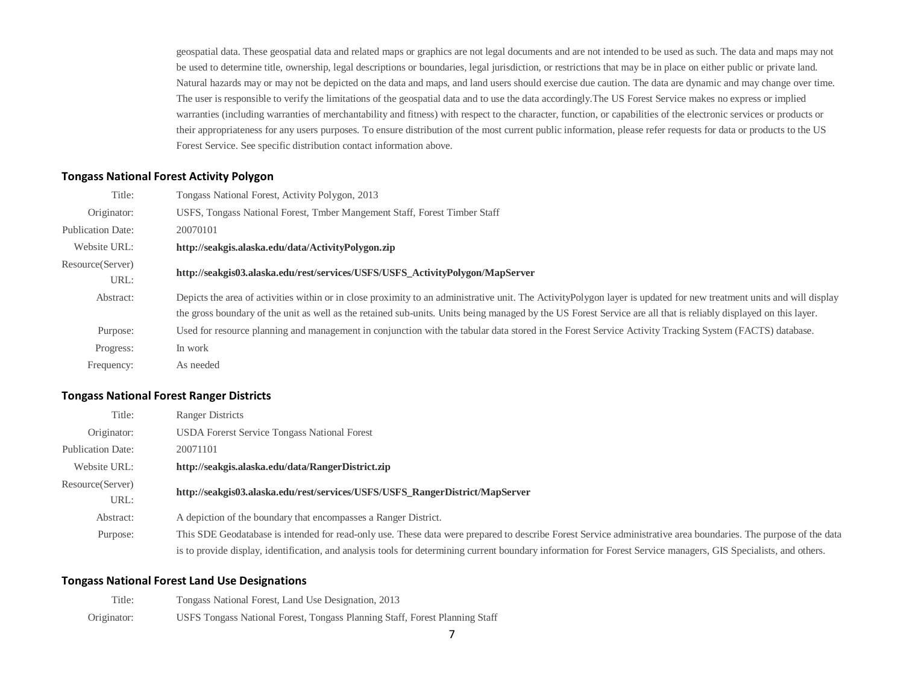geospatial data. These geospatial data and related maps or graphics are not legal documents and are not intended to be used as such. The data and maps may not be used to determine title, ownership, legal descriptions or boundaries, legal jurisdiction, or restrictions that may be in place on either public or private land. Natural hazards may or may not be depicted on the data and maps, and land users should exercise due caution. The data are dynamic and may change over time. The user is responsible to verify the limitations of the geospatial data and to use the data accordingly.The US Forest Service makes no express or implied warranties (including warranties of merchantability and fitness) with respect to the character, function, or capabilities of the electronic services or products or their appropriateness for any users purposes. To ensure distribution of the most current public information, please refer requests for data or products to the US Forest Service. See specific distribution contact information above.

### Tongass National Forest Activity Polygon

| | |
|---|---|
| Title: | Tongass National Forest, Activity Polygon, 2013 |
| Originator: | USFS, Tongass National Forest, Tmber Mangement Staff, Forest Timber Staff |
| Publication Date: | 20070101 |
| Website URL: | **http://seakgis.alaska.edu/data/ActivityPolygon.zip** |
| Resource(Server) URL: | **http://seakgis03.alaska.edu/rest/services/USFS/USFS_ActivityPolygon/MapServer** |
| Abstract: | Depicts the area of activities within or in close proximity to an administrative unit. The ActivityPolygon layer is updated for new treatment units and will display the gross boundary of the unit as well as the retained sub-units. Units being managed by the US Forest Service are all that is reliably displayed on this layer. |
| Purpose: | Used for resource planning and management in conjunction with the tabular data stored in the Forest Service Activity Tracking System (FACTS) database. |
| Progress: | In work |
| Frequency: | As needed |

### Tongass National Forest Ranger Districts

| | |
|---|---|
| Title: | Ranger Districts |
| Originator: | USDA Fererst Service Tongass National Forest |
| Publication Date: | 20071101 |
| Website URL: | **http://seakgis.alaska.edu/data/RangerDistrict.zip** |
| Resource(Server) URL: | **http://seakgis03.alaska.edu/rest/services/USFS/USFS_RangerDistrict/MapServer** |
| Abstract: | A depiction of the boundary that encompasses a Ranger District. |
| Purpose: | This SDE Geodatabase is intended for read-only use. These data were prepared to describe Forest Service administrative area boundaries. The purpose of the data is to provide display, identification, and analysis tools for determining current boundary information for Forest Service managers, GIS Specialists, and others. |

### Tongass National Forest Land Use Designations

| | |
|---|---|
| Title: | Tongass National Forest, Land Use Designation, 2013 |
| Originator: | USFS Tongass National Forest, Tongass Planning Staff, Forest Planning Staff |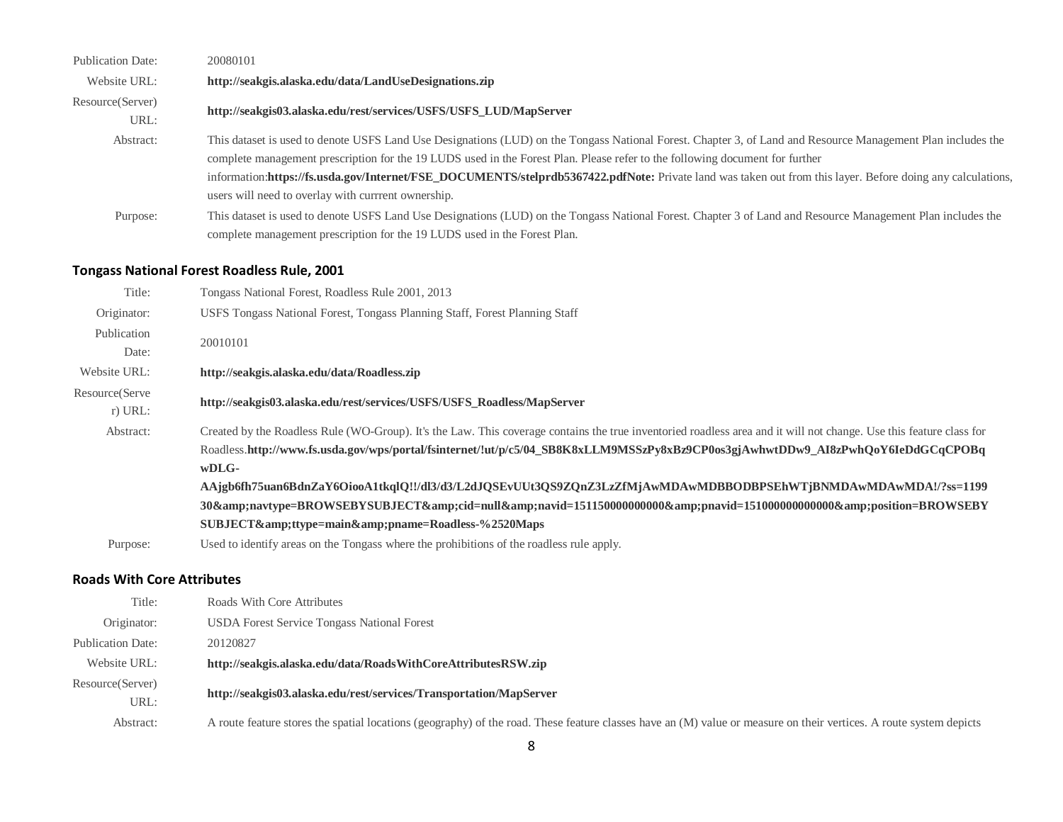| | |
|---|---|
| Publication Date: | 20080101 |
| Website URL: | **http://seakgis.alaska.edu/data/LandUseDesignations.zip** |
| Resource(Server) URL: | **http://seakgis03.alaska.edu/rest/services/USFS/USFS_LUD/MapServer** |
| Abstract: | This dataset is used to denote USFS Land Use Designations (LUD) on the Tongass National Forest. Chapter 3, of Land and Resource Management Plan includes the complete management prescription for the 19 LUDS used in the Forest Plan. Please refer to the following document for further information:**https://fs.usda.gov/Internet/FSE_DOCUMENTS/stelprdb5367422.pdfNote:** Private land was taken out from this layer. Before doing any calculations, users will need to overlay with currrent ownership. |
| Purpose: | This dataset is used to denote USFS Land Use Designations (LUD) on the Tongass National Forest. Chapter 3 of Land and Resource Management Plan includes the complete management prescription for the 19 LUDS used in the Forest Plan. |

### Tongass National Forest Roadless Rule, 2001

| | |
|---|---|
| Title: | Tongass National Forest, Roadless Rule 2001, 2013 |
| Originator: | USFS Tongass National Forest, Tongass Planning Staff, Forest Planning Staff |
| Publication Date: | 20010101 |
| Website URL: | **http://seakgis.alaska.edu/data/Roadless.zip** |
| Resource(Server) URL: | **http://seakgis03.alaska.edu/rest/services/USFS/USFS_Roadless/MapServer** |
| Abstract: | Created by the Roadless Rule (WO-Group). It's the Law. This coverage contains the true inventoried roadless area and it will not change. Use this feature class for Roadless.**http://www.fs.usda.gov/wps/portal/fsinternet/!ut/p/c5/04_SB8K8xLLM9MSSzPy8xBz9CP0os3gjAwhwtDDw9_AI8zPwhQoY6IeDdGCqCPOBqwDLG-AAjgb6fh75uan6BdnZaY6OiooA1tkqlQ!!/dl3/d3/L2dJQSEvUUt3QS9ZQnZ3LzZfMjAwMDAwMDBBODBPSEhWTjBNMDAwMDAwMDA!/?ss=119930&amp;navtype=BROWSEBYSUBJECT&amp;cid=null&amp;navid=151150000000000&amp;pnavid=151000000000000&amp;position=BROWSEBYSUBJECT&amp;ttype=main&amp;pname=Roadless-%2520Maps** |
| Purpose: | Used to identify areas on the Tongass where the prohibitions of the roadless rule apply. |

### Roads With Core Attributes

| | |
|---|---|
| Title: | Roads With Core Attributes |
| Originator: | USDA Forest Service Tongass National Forest |
| Publication Date: | 20120827 |
| Website URL: | **http://seakgis.alaska.edu/data/RoadsWithCoreAttributesRSW.zip** |
| Resource(Server) URL: | **http://seakgis03.alaska.edu/rest/services/Transportation/MapServer** |
| Abstract: | A route feature stores the spatial locations (geography) of the road. These feature classes have an (M) value or measure on their vertices. A route system depicts |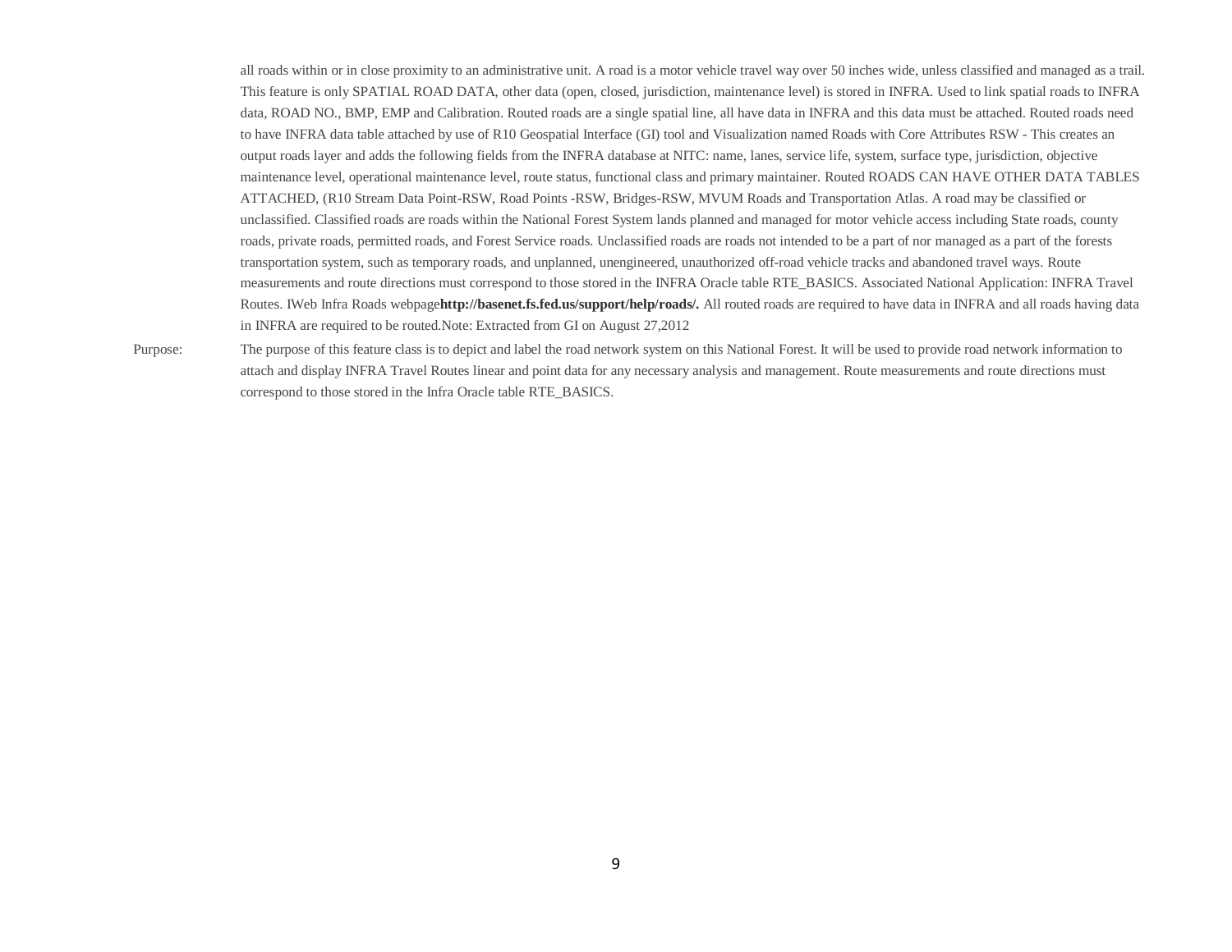all roads within or in close proximity to an administrative unit. A road is a motor vehicle travel way over 50 inches wide, unless classified and managed as a trail. This feature is only SPATIAL ROAD DATA, other data (open, closed, jurisdiction, maintenance level) is stored in INFRA. Used to link spatial roads to INFRA data, ROAD NO., BMP, EMP and Calibration. Routed roads are a single spatial line, all have data in INFRA and this data must be attached. Routed roads need to have INFRA data table attached by use of R10 Geospatial Interface (GI) tool and Visualization named Roads with Core Attributes RSW - This creates an output roads layer and adds the following fields from the INFRA database at NITC: name, lanes, service life, system, surface type, jurisdiction, objective maintenance level, operational maintenance level, route status, functional class and primary maintainer. Routed ROADS CAN HAVE OTHER DATA TABLES ATTACHED, (R10 Stream Data Point-RSW, Road Points -RSW, Bridges-RSW, MVUM Roads and Transportation Atlas. A road may be classified or unclassified. Classified roads are roads within the National Forest System lands planned and managed for motor vehicle access including State roads, county roads, private roads, permitted roads, and Forest Service roads. Unclassified roads are roads not intended to be a part of nor managed as a part of the forests transportation system, such as temporary roads, and unplanned, unengineered, unauthorized off-road vehicle tracks and abandoned travel ways. Route measurements and route directions must correspond to those stored in the INFRA Oracle table RTE_BASICS. Associated National Application: INFRA Travel Routes. IWeb Infra Roads webpage**http://basenet.fs.fed.us/support/help/roads/.** All routed roads are required to have data in INFRA and all roads having data in INFRA are required to be routed.Note: Extracted from GI on August 27,2012

Purpose: The purpose of this feature class is to depict and label the road network system on this National Forest. It will be used to provide road network information to attach and display INFRA Travel Routes linear and point data for any necessary analysis and management. Route measurements and route directions must correspond to those stored in the Infra Oracle table RTE_BASICS.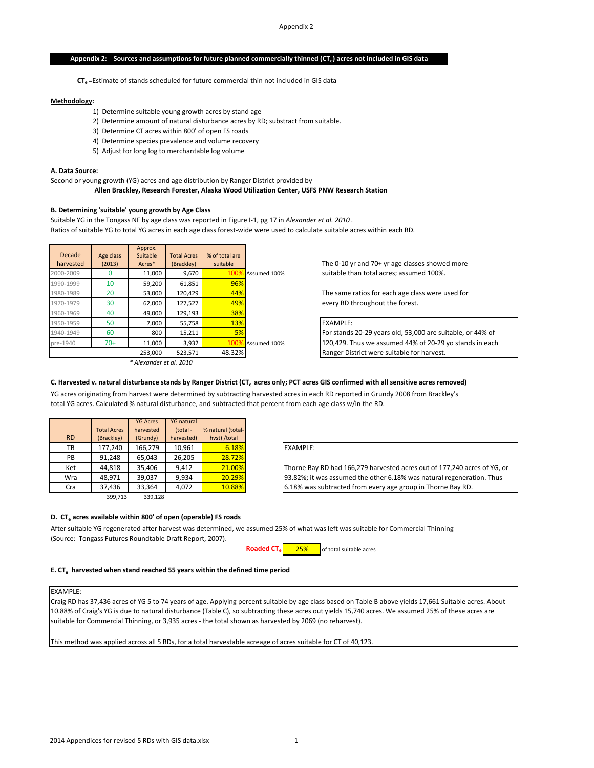## Appendix 2: Sources and assumptions for future planned commercially thinned ($CT_e$) acres not included in GIS data

**$CT_e$** =Estimate of stands scheduled for future commercial thin not included in GIS data

**Methodology:**

1) Determine suitable young growth acres by stand age
2) Determine amount of natural disturbance acres by RD; substract from suitable.
3) Determine CT acres within 800' of open FS roads
4) Determine species prevalence and volume recovery
5) Adjust for long log to merchantable log volume

**A. Data Source:**

Second or young growth (YG) acres and age distribution by Ranger District provided by

**Allen Brackley, Research Forester, Alaska Wood Utilization Center, USFS PNW Research Station**

**B. Determining 'suitable' young growth by Age Class**

Suitable YG in the Tongass NF by age class was reported in Figure I-1, pg 17 in *Alexander et al. 2010* .

Ratios of suitable YG to total YG acres in each age class forest-wide were used to calculate suitable acres within each RD.

| Decade harvested | Age class (2013) | Approx. Suitable Acres* | Total Acres (Brackley) | % of total are suitable | |
|---|---|---|---|---|---|
| 2000-2009 | 0 | 11,000 | 9,670 | 100% | Assumed 100% |
| 1990-1999 | 10 | 59,200 | 61,851 | 96% | |
| 1980-1989 | 20 | 53,000 | 120,429 | 44% | |
| 1970-1979 | 30 | 62,000 | 127,527 | 49% | |
| 1960-1969 | 40 | 49,000 | 129,193 | 38% | |
| 1950-1959 | 50 | 7,000 | 55,758 | 13% | |
| 1940-1949 | 60 | 800 | 15,211 | 5% | |
| pre-1940 | 70+ | 11,000 | 3,932 | 100% | Assumed 100% |
| | | 253,000 | 523,571 | 48.32% | |

\* *Alexander et al. 2010*

The 0-10 yr and 70+ yr age classes showed more suitable than total acres; assumed 100%.

The same ratios for each age class were used for every RD throughout the forest.

EXAMPLE:
For stands 20-29 years old, 53,000 are suitable, or 44% of 120,429. Thus we assumed 44% of 20-29 yo stands in each Ranger District were suitable for harvest.

**C. Harvested v. natural disturbance stands by Ranger District ($CT_e$ acres only; PCT acres GIS confirmed with all sensitive acres removed)**

YG acres originating from harvest were determined by subtracting harvested acres in each RD reported in Grundy 2008 from Brackley's total YG acres. Calculated % natural disturbance, and subtracted that percent from each age class w/in the RD.

| RD | Total Acres (Brackley) | YG Acres harvested (Grundy) | YG natural (total - harvested) | % natural (total-hvst) /total |
|---|---|---|---|---|
| TB | 177,240 | 166,279 | 10,961 | 6.18% |
| PB | 91,248 | 65,043 | 26,205 | 28.72% |
| Ket | 44,818 | 35,406 | 9,412 | 21.00% |
| Wra | 48,971 | 39,037 | 9,934 | 20.29% |
| Cra | 37,436 | 33,364 | 4,072 | 10.88% |
| | 399,713 | 339,128 | | |

EXAMPLE:

Thorne Bay RD had 166,279 harvested acres out of 177,240 acres of YG, or 93.82%; it was assumed the other 6.18% was natural regeneration. Thus 6.18% was subtracted from every age group in Thorne Bay RD.

**D. $CT_e$ acres available within 800' of open (operable) FS roads**

After suitable YG regenerated after harvest was determined, we assumed 25% of what was left was suitable for Commercial Thinning (Source: Tongass Futures Roundtable Draft Report, 2007).

| Roaded $CT_e$ | 25% | of total suitable acres |
|---|---|---|

**E. $CT_e$ harvested when stand reached 55 years within the defined time period**

EXAMPLE:
Craig RD has 37,436 acres of YG 5 to 74 years of age. Applying percent suitable by age class based on Table B above yields 17,661 Suitable acres. About 10.88% of Craig's YG is due to natural disturbance (Table C), so subtracting these acres out yields 15,740 acres. We assumed 25% of these acres are suitable for Commercial Thinning, or 3,935 acres - the total shown as harvested by 2069 (no reharvest).

This method was applied across all 5 RDs, for a total harvestable acreage of acres suitable for CT of 40,123.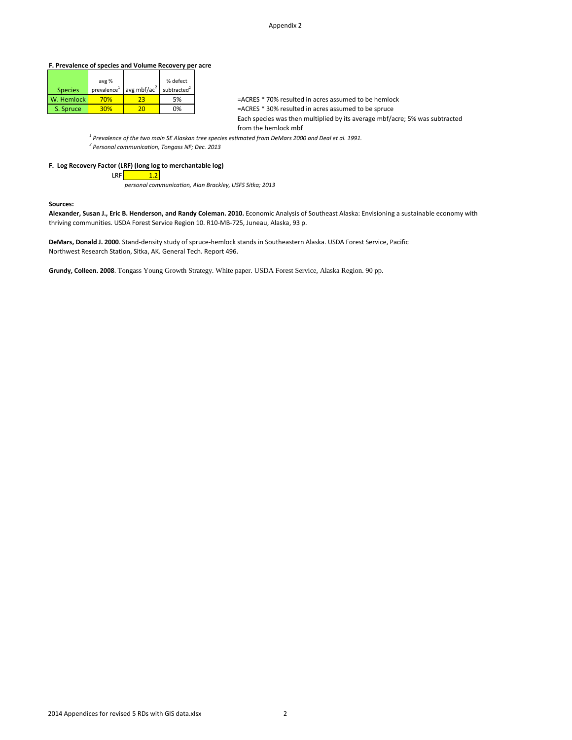**F. Prevalence of species and Volume Recovery per acre**

| Species | avg % prevalence[1] | avg mbf/ac[2] | % defect subtracted[2] |
|---|---|---|---|
| W. Hemlock | 70% | 23 | 5% |
| S. Spruce | 30% | 20 | 0% |

=ACRES * 70% resulted in acres assumed to be hemlock

=ACRES * 30% resulted in acres assumed to be spruce

Each species was then multiplied by its average mbf/acre; 5% was subtracted from the hemlock mbf

*[1] Prevalence of the two main SE Alaskan tree species estimated from DeMars 2000 and Deal et al. 1991.*

*[2] Personal communication, Tongass NF; Dec. 2013*

**F. Log Recovery Factor (LRF) (long log to merchantable log)**

LRF 1.2

*personal communication, Alan Brackley, USFS Sitka; 2013*

**Sources:**

**Alexander, Susan J., Eric B. Henderson, and Randy Coleman. 2010.** Economic Analysis of Southeast Alaska: Envisioning a sustainable economy with thriving communities. USDA Forest Service Region 10. R10-MB-725, Juneau, Alaska, 93 p.

**DeMars, Donald J. 2000**. Stand-density study of spruce-hemlock stands in Southeastern Alaska. USDA Forest Service, Pacific Northwest Research Station, Sitka, AK. General Tech. Report 496.

**Grundy, Colleen. 2008**. Tongass Young Growth Strategy. White paper. USDA Forest Service, Alaska Region. 90 pp.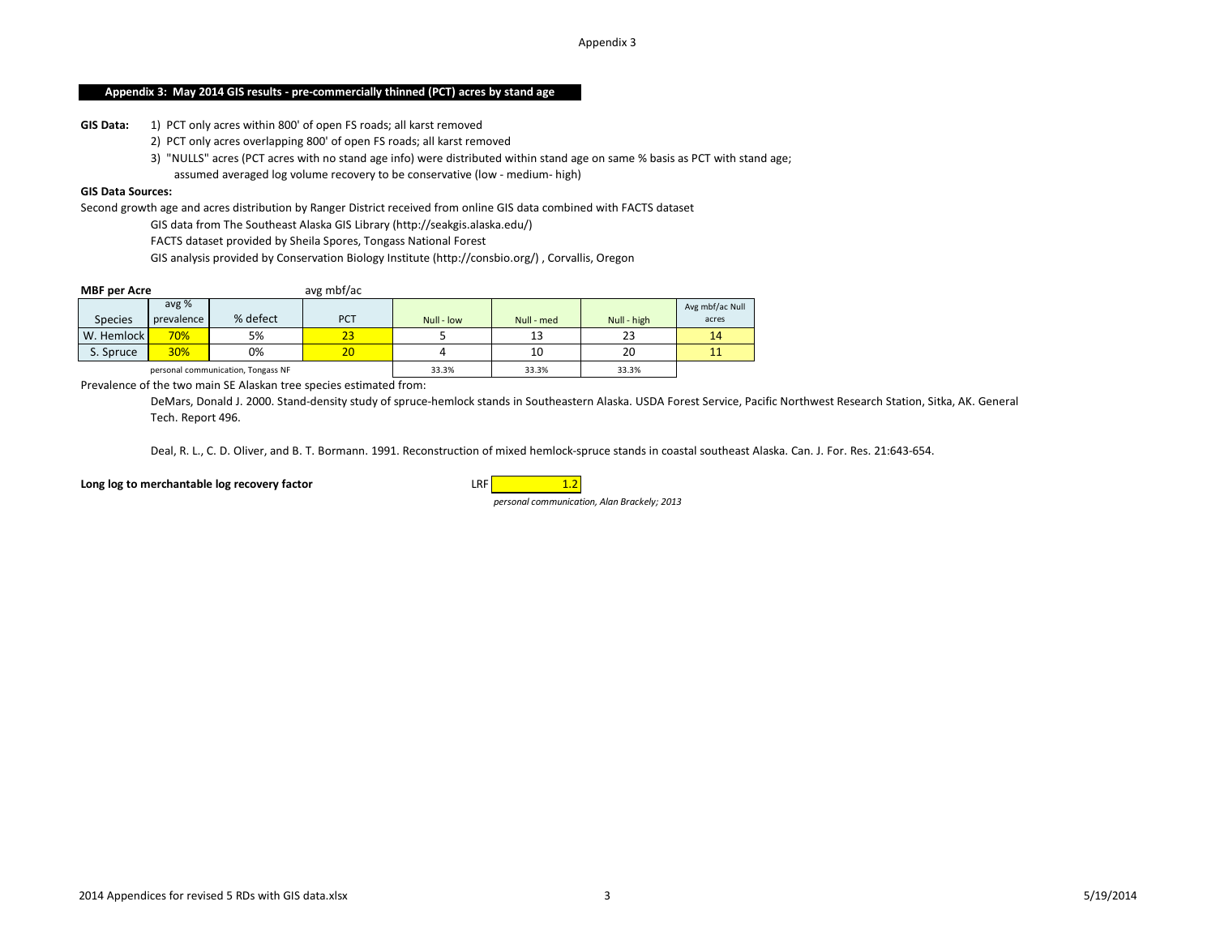## Appendix 3: May 2014 GIS results - pre-commercially thinned (PCT) acres by stand age

**GIS Data:**

1) PCT only acres within 800' of open FS roads; all karst removed
2) PCT only acres overlapping 800' of open FS roads; all karst removed
3) "NULLS" acres (PCT acres with no stand age info) were distributed within stand age on same % basis as PCT with stand age; assumed averaged log volume recovery to be conservative (low - medium- high)

**GIS Data Sources:**

Second growth age and acres distribution by Ranger District received from online GIS data combined with FACTS dataset

GIS data from The Southeast Alaska GIS Library (http://seakgis.alaska.edu/)

FACTS dataset provided by Sheila Spores, Tongass National Forest

GIS analysis provided by Conservation Biology Institute (http://consbio.org/) , Corvallis, Oregon

**MBF per Acre** avg mbf/ac

| Species | avg % prevalence | % defect | PCT | Null - low | Null - med | Null - high | Avg mbf/ac Null acres |
|---|---|---|---|---|---|---|---|
| W. Hemlock | 70% | 5% | 23 | 5 | 13 | 23 | 14 |
| S. Spruce | 30% | 0% | 20 | 4 | 10 | 20 | 11 |
| personal communication, Tongass NF | | | | 33.3% | 33.3% | 33.3% | |

Prevalence of the two main SE Alaskan tree species estimated from:

DeMars, Donald J. 2000. Stand-density study of spruce-hemlock stands in Southeastern Alaska. USDA Forest Service, Pacific Northwest Research Station, Sitka, AK. General Tech. Report 496.

Deal, R. L., C. D. Oliver, and B. T. Bormann. 1991. Reconstruction of mixed hemlock-spruce stands in coastal southeast Alaska. Can. J. For. Res. 21:643-654.

**Long log to merchantable log recovery factor** LRF 1.2

*personal communication, Alan Brackely; 2013*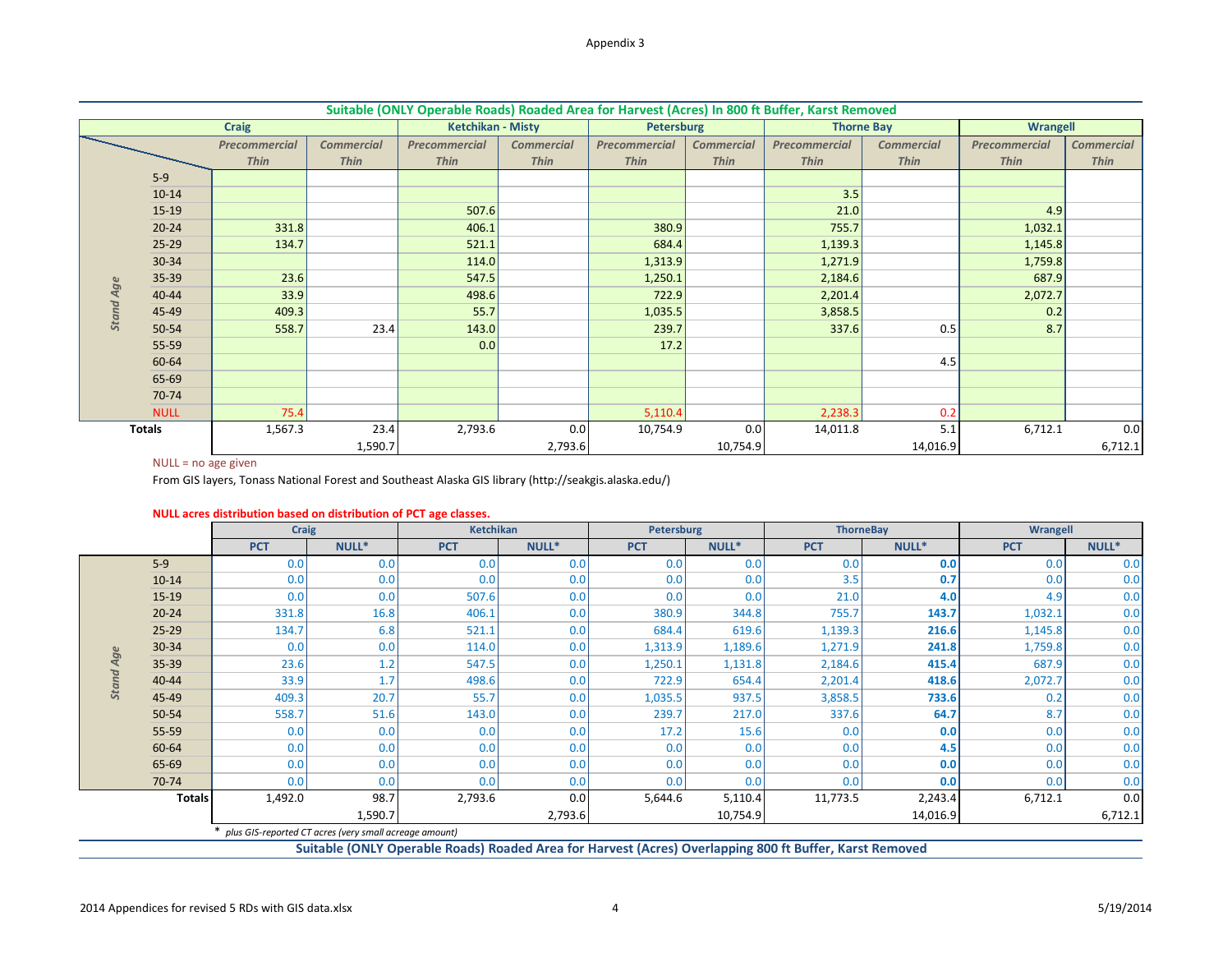Appendix 3

## Suitable (ONLY Operable Roads) Roaded Area for Harvest (Acres) In 800 ft Buffer, Karst Removed

| Stand Age | Craig | | Ketchikan - Misty | | Petersburg | | Thorne Bay | | Wrangell | |
|---|---|---|---|---|---|---|---|---|---|---|
| | *Precommercial Thin* | *Commercial Thin* | *Precommercial Thin* | *Commercial Thin* | *Precommercial Thin* | *Commercial Thin* | *Precommercial Thin* | *Commercial Thin* | *Precommercial Thin* | *Commercial Thin* |
| 5-9 | | | | | | | | | | |
| 10-14 | | | | | | | 3.5 | | | |
| 15-19 | | | 507.6 | | | | 21.0 | | 4.9 | |
| 20-24 | 331.8 | | 406.1 | | 380.9 | | 755.7 | | 1,032.1 | |
| 25-29 | 134.7 | | 521.1 | | 684.4 | | 1,139.3 | | 1,145.8 | |
| 30-34 | | | 114.0 | | 1,313.9 | | 1,271.9 | | 1,759.8 | |
| 35-39 | 23.6 | | 547.5 | | 1,250.1 | | 2,184.6 | | 687.9 | |
| 40-44 | 33.9 | | 498.6 | | 722.9 | | 2,201.4 | | 2,072.7 | |
| 45-49 | 409.3 | | 55.7 | | 1,035.5 | | 3,858.5 | | 0.2 | |
| 50-54 | 558.7 | 23.4 | 143.0 | | 239.7 | | 337.6 | 0.5 | 8.7 | |
| 55-59 | | | 0.0 | | 17.2 | | | | | |
| 60-64 | | | | | | | | 4.5 | | |
| 65-69 | | | | | | | | | | |
| 70-74 | | | | | | | | | | |
| NULL | 75.4 | | | | 5,110.4 | | 2,238.3 | 0.2 | | |
| **Totals** | 1,567.3 | 23.4 | 2,793.6 | 0.0 | 10,754.9 | 0.0 | 14,011.8 | 5.1 | 6,712.1 | 0.0 |
| | | 1,590.7 | | 2,793.6 | | 10,754.9 | | 14,016.9 | | 6,712.1 |

NULL = no age given

From GIS layers, Tonass National Forest and Southeast Alaska GIS library (http://seakgis.alaska.edu/)

**NULL acres distribution based on distribution of PCT age classes.**

| Stand Age | Craig | | Ketchikan | | Petersburg | | ThorneBay | | Wrangell | |
|---|---|---|---|---|---|---|---|---|---|---|
| | PCT | NULL* | PCT | NULL* | PCT | NULL* | PCT | NULL* | PCT | NULL* |
| 5-9 | 0.0 | 0.0 | 0.0 | 0.0 | 0.0 | 0.0 | 0.0 | **0.0** | 0.0 | 0.0 |
| 10-14 | 0.0 | 0.0 | 0.0 | 0.0 | 0.0 | 0.0 | 3.5 | **0.7** | 0.0 | 0.0 |
| 15-19 | 0.0 | 0.0 | 507.6 | 0.0 | 0.0 | 0.0 | 21.0 | **4.0** | 4.9 | 0.0 |
| 20-24 | 331.8 | 16.8 | 406.1 | 0.0 | 380.9 | 344.8 | 755.7 | **143.7** | 1,032.1 | 0.0 |
| 25-29 | 134.7 | 6.8 | 521.1 | 0.0 | 684.4 | 619.6 | 1,139.3 | **216.6** | 1,145.8 | 0.0 |
| 30-34 | 0.0 | 0.0 | 114.0 | 0.0 | 1,313.9 | 1,189.6 | 1,271.9 | **241.8** | 1,759.8 | 0.0 |
| 35-39 | 23.6 | 1.2 | 547.5 | 0.0 | 1,250.1 | 1,131.8 | 2,184.6 | **415.4** | 687.9 | 0.0 |
| 40-44 | 33.9 | 1.7 | 498.6 | 0.0 | 722.9 | 654.4 | 2,201.4 | **418.6** | 2,072.7 | 0.0 |
| 45-49 | 409.3 | 20.7 | 55.7 | 0.0 | 1,035.5 | 937.5 | 3,858.5 | **733.6** | 0.2 | 0.0 |
| 50-54 | 558.7 | 51.6 | 143.0 | 0.0 | 239.7 | 217.0 | 337.6 | **64.7** | 8.7 | 0.0 |
| 55-59 | 0.0 | 0.0 | 0.0 | 0.0 | 17.2 | 15.6 | 0.0 | **0.0** | 0.0 | 0.0 |
| 60-64 | 0.0 | 0.0 | 0.0 | 0.0 | 0.0 | 0.0 | 0.0 | **4.5** | 0.0 | 0.0 |
| 65-69 | 0.0 | 0.0 | 0.0 | 0.0 | 0.0 | 0.0 | 0.0 | **0.0** | 0.0 | 0.0 |
| 70-74 | 0.0 | 0.0 | 0.0 | 0.0 | 0.0 | 0.0 | 0.0 | **0.0** | 0.0 | 0.0 |
| **Totals** | 1,492.0 | 98.7 | 2,793.6 | 0.0 | 5,644.6 | 5,110.4 | 11,773.5 | 2,243.4 | 6,712.1 | 0.0 |
| | | 1,590.7 | | 2,793.6 | | 10,754.9 | | 14,016.9 | | 6,712.1 |

\* *plus GIS-reported CT acres (very small acreage amount)*

**Suitable (ONLY Operable Roads) Roaded Area for Harvest (Acres) Overlapping 800 ft Buffer, Karst Removed**

2014 Appendices for revised 5 RDs with GIS data.xlsx 5/19/2014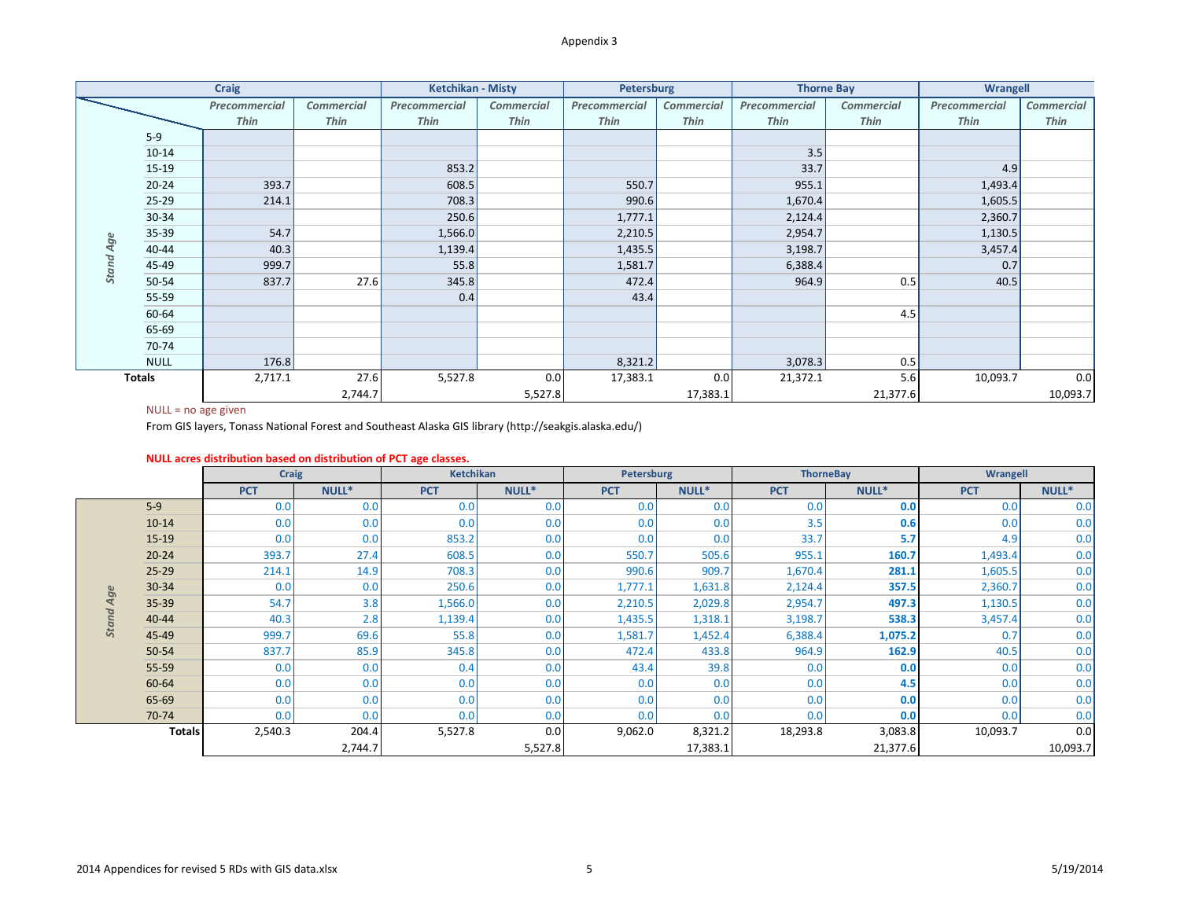Appendix 3

| Stand Age | Craig Precommercial Thin | Craig Commercial Thin | Ketchikan - Misty Precommercial Thin | Ketchikan - Misty Commercial Thin | Petersburg Precommercial Thin | Petersburg Commercial Thin | Thorne Bay Precommercial Thin | Thorne Bay Commercial Thin | Wrangell Precommercial Thin | Wrangell Commercial Thin |
|---|---|---|---|---|---|---|---|---|---|---|
| 5-9 | | | | | | | | | | |
| 10-14 | | | | | | | 3.5 | | | |
| 15-19 | | | 853.2 | | | | 33.7 | | 4.9 | |
| 20-24 | 393.7 | | 608.5 | | 550.7 | | 955.1 | | 1,493.4 | |
| 25-29 | 214.1 | | 708.3 | | 990.6 | | 1,670.4 | | 1,605.5 | |
| 30-34 | | | 250.6 | | 1,777.1 | | 2,124.4 | | 2,360.7 | |
| 35-39 | 54.7 | | 1,566.0 | | 2,210.5 | | 2,954.7 | | 1,130.5 | |
| 40-44 | 40.3 | | 1,139.4 | | 1,435.5 | | 3,198.7 | | 3,457.4 | |
| 45-49 | 999.7 | | 55.8 | | 1,581.7 | | 6,388.4 | | 0.7 | |
| 50-54 | 837.7 | 27.6 | 345.8 | | 472.4 | | 964.9 | 0.5 | 40.5 | |
| 55-59 | | | 0.4 | | 43.4 | | | | | |
| 60-64 | | | | | | | | 4.5 | | |
| 65-69 | | | | | | | | | | |
| 70-74 | | | | | | | | | | |
| NULL | 176.8 | | | | 8,321.2 | | 3,078.3 | 0.5 | | |
| **Totals** | 2,717.1 | 27.6 | 5,527.8 | 0.0 | 17,383.1 | 0.0 | 21,372.1 | 5.6 | 10,093.7 | 0.0 |
| | | 2,744.7 | | 5,527.8 | | 17,383.1 | | 21,377.6 | | 10,093.7 |

NULL = no age given

From GIS layers, Tonass National Forest and Southeast Alaska GIS library (http://seakgis.alaska.edu/)

**NULL acres distribution based on distribution of PCT age classes.**

| Stand Age | Craig PCT | Craig NULL* | Ketchikan PCT | Ketchikan NULL* | Petersburg PCT | Petersburg NULL* | ThorneBay PCT | ThorneBay NULL* | Wrangell PCT | Wrangell NULL* |
|---|---|---|---|---|---|---|---|---|---|---|
| 5-9 | 0.0 | 0.0 | 0.0 | 0.0 | 0.0 | 0.0 | 0.0 | **0.0** | 0.0 | 0.0 |
| 10-14 | 0.0 | 0.0 | 0.0 | 0.0 | 0.0 | 0.0 | 3.5 | **0.6** | 0.0 | 0.0 |
| 15-19 | 0.0 | 0.0 | 853.2 | 0.0 | 0.0 | 0.0 | 33.7 | **5.7** | 4.9 | 0.0 |
| 20-24 | 393.7 | 27.4 | 608.5 | 0.0 | 550.7 | 505.6 | 955.1 | **160.7** | 1,493.4 | 0.0 |
| 25-29 | 214.1 | 14.9 | 708.3 | 0.0 | 990.6 | 909.7 | 1,670.4 | **281.1** | 1,605.5 | 0.0 |
| 30-34 | 0.0 | 0.0 | 250.6 | 0.0 | 1,777.1 | 1,631.8 | 2,124.4 | **357.5** | 2,360.7 | 0.0 |
| 35-39 | 54.7 | 3.8 | 1,566.0 | 0.0 | 2,210.5 | 2,029.8 | 2,954.7 | **497.3** | 1,130.5 | 0.0 |
| 40-44 | 40.3 | 2.8 | 1,139.4 | 0.0 | 1,435.5 | 1,318.1 | 3,198.7 | **538.3** | 3,457.4 | 0.0 |
| 45-49 | 999.7 | 69.6 | 55.8 | 0.0 | 1,581.7 | 1,452.4 | 6,388.4 | **1,075.2** | 0.7 | 0.0 |
| 50-54 | 837.7 | 85.9 | 345.8 | 0.0 | 472.4 | 433.8 | 964.9 | **162.9** | 40.5 | 0.0 |
| 55-59 | 0.0 | 0.0 | 0.4 | 0.0 | 43.4 | 39.8 | 0.0 | **0.0** | 0.0 | 0.0 |
| 60-64 | 0.0 | 0.0 | 0.0 | 0.0 | 0.0 | 0.0 | 0.0 | **4.5** | 0.0 | 0.0 |
| 65-69 | 0.0 | 0.0 | 0.0 | 0.0 | 0.0 | 0.0 | 0.0 | **0.0** | 0.0 | 0.0 |
| 70-74 | 0.0 | 0.0 | 0.0 | 0.0 | 0.0 | 0.0 | 0.0 | **0.0** | 0.0 | 0.0 |
| **Totals** | 2,540.3 | 204.4 | 5,527.8 | 0.0 | 9,062.0 | 8,321.2 | 18,293.8 | 3,083.8 | 10,093.7 | 0.0 |
| | | 2,744.7 | | 5,527.8 | | 17,383.1 | | 21,377.6 | | 10,093.7 |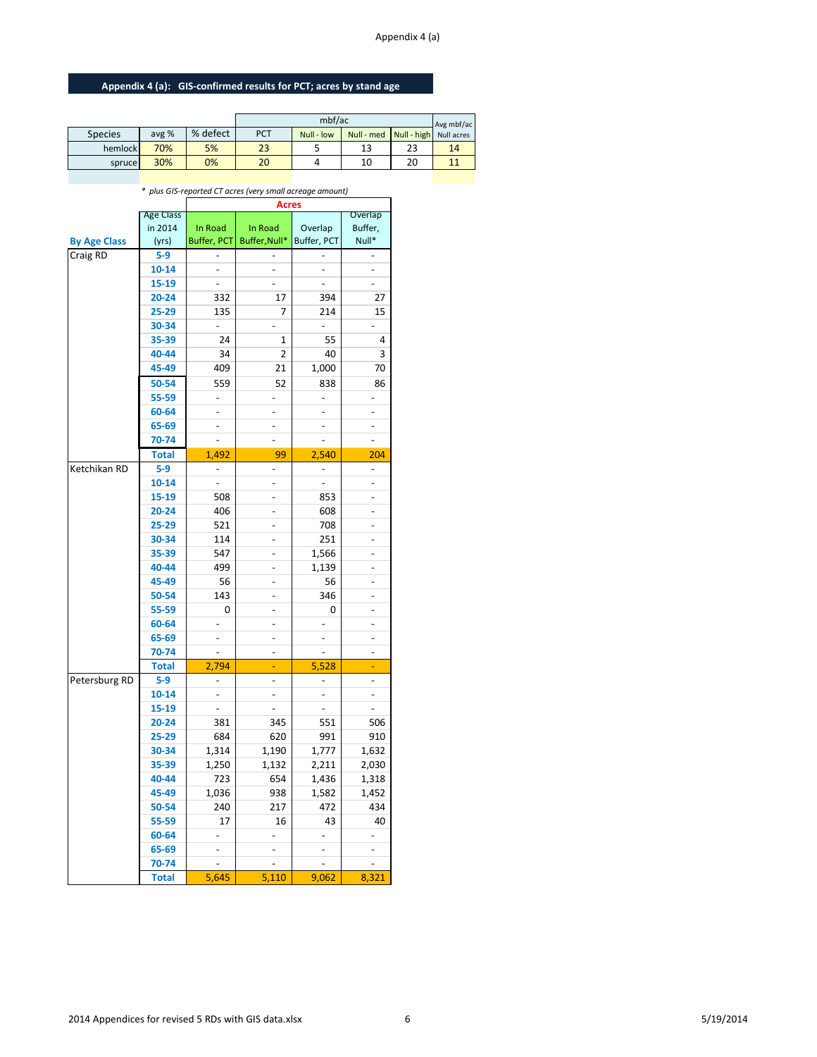## Appendix 4 (a): GIS-confirmed results for PCT; acres by stand age

| Species | avg % | % defect | mbf/ac PCT | mbf/ac Null - low | mbf/ac Null - med | mbf/ac Null - high | Avg mbf/ac Null acres |
|---|---|---|---|---|---|---|---|
| hemlock | 70% | 5% | 23 | 5 | 13 | 23 | 14 |
| spruce | 30% | 0% | 20 | 4 | 10 | 20 | 11 |

*\* plus GIS-reported CT acres (very small acreage amount)*

| By Age Class | Age Class in 2014 (yrs) | Acres: In Road Buffer, PCT | Acres: In Road Buffer,Null* | Acres: Overlap Buffer, PCT | Acres: Overlap Buffer, Null* |
|---|---|---|---|---|---|
| Craig RD | 5-9 | - | - | - | - |
| | 10-14 | - | - | - | - |
| | 15-19 | - | - | - | - |
| | 20-24 | 332 | 17 | 394 | 27 |
| | 25-29 | 135 | 7 | 214 | 15 |
| | 30-34 | - | - | - | - |
| | 35-39 | 24 | 1 | 55 | 4 |
| | 40-44 | 34 | 2 | 40 | 3 |
| | 45-49 | 409 | 21 | 1,000 | 70 |
| | 50-54 | 559 | 52 | 838 | 86 |
| | 55-59 | - | - | - | - |
| | 60-64 | - | - | - | - |
| | 65-69 | - | - | - | - |
| | 70-74 | - | - | - | - |
| | Total | 1,492 | 99 | 2,540 | 204 |
| Ketchikan RD | 5-9 | - | - | - | - |
| | 10-14 | - | - | - | - |
| | 15-19 | 508 | - | 853 | - |
| | 20-24 | 406 | - | 608 | - |
| | 25-29 | 521 | - | 708 | - |
| | 30-34 | 114 | - | 251 | - |
| | 35-39 | 547 | - | 1,566 | - |
| | 40-44 | 499 | - | 1,139 | - |
| | 45-49 | 56 | - | 56 | - |
| | 50-54 | 143 | - | 346 | - |
| | 55-59 | 0 | - | 0 | - |
| | 60-64 | - | - | - | - |
| | 65-69 | - | - | - | - |
| | 70-74 | - | - | - | - |
| | Total | 2,794 | - | 5,528 | - |
| Petersburg RD | 5-9 | - | - | - | - |
| | 10-14 | - | - | - | - |
| | 15-19 | - | - | - | - |
| | 20-24 | 381 | 345 | 551 | 506 |
| | 25-29 | 684 | 620 | 991 | 910 |
| | 30-34 | 1,314 | 1,190 | 1,777 | 1,632 |
| | 35-39 | 1,250 | 1,132 | 2,211 | 2,030 |
| | 40-44 | 723 | 654 | 1,436 | 1,318 |
| | 45-49 | 1,036 | 938 | 1,582 | 1,452 |
| | 50-54 | 240 | 217 | 472 | 434 |
| | 55-59 | 17 | 16 | 43 | 40 |
| | 60-64 | - | - | - | - |
| | 65-69 | - | - | - | - |
| | 70-74 | - | - | - | - |
| | Total | 5,645 | 5,110 | 9,062 | 8,321 |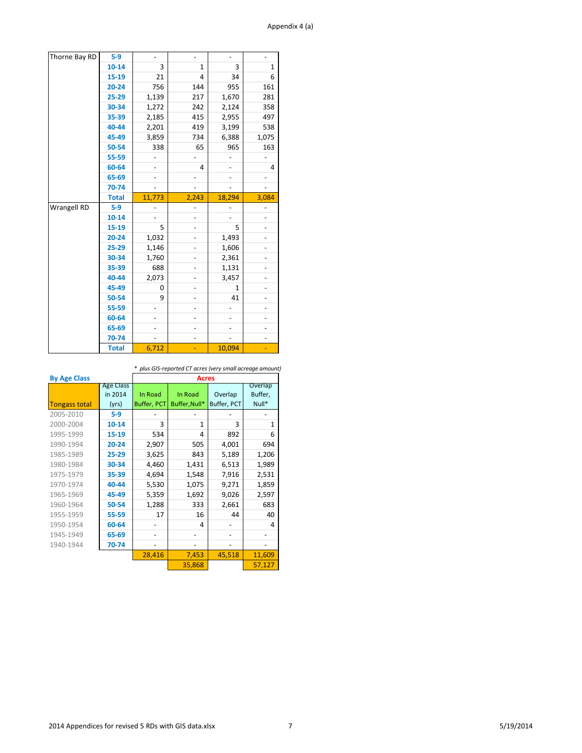Appendix 4 (a)

| | | | | | |
|---|---|---|---|---|---|
| Thorne Bay RD | 5-9 | - | - | - | - |
| | 10-14 | 3 | 1 | 3 | 1 |
| | 15-19 | 21 | 4 | 34 | 6 |
| | 20-24 | 756 | 144 | 955 | 161 |
| | 25-29 | 1,139 | 217 | 1,670 | 281 |
| | 30-34 | 1,272 | 242 | 2,124 | 358 |
| | 35-39 | 2,185 | 415 | 2,955 | 497 |
| | 40-44 | 2,201 | 419 | 3,199 | 538 |
| | 45-49 | 3,859 | 734 | 6,388 | 1,075 |
| | 50-54 | 338 | 65 | 965 | 163 |
| | 55-59 | - | - | - | - |
| | 60-64 | - | 4 | - | 4 |
| | 65-69 | - | - | - | - |
| | 70-74 | - | - | - | - |
| | Total | 11,773 | 2,243 | 18,294 | 3,084 |
| Wrangell RD | 5-9 | - | - | - | - |
| | 10-14 | - | - | - | - |
| | 15-19 | 5 | - | 5 | - |
| | 20-24 | 1,032 | - | 1,493 | - |
| | 25-29 | 1,146 | - | 1,606 | - |
| | 30-34 | 1,760 | - | 2,361 | - |
| | 35-39 | 688 | - | 1,131 | - |
| | 40-44 | 2,073 | - | 3,457 | - |
| | 45-49 | 0 | - | 1 | - |
| | 50-54 | 9 | - | 41 | - |
| | 55-59 | - | - | - | - |
| | 60-64 | - | - | - | - |
| | 65-69 | - | - | - | - |
| | 70-74 | - | - | - | - |
| | Total | 6,712 | - | 10,094 | - |

*\* plus GIS-reported CT acres (very small acreage amount)*

**By Age Class**

| Tongass total | Age Class in 2014 (yrs) | Acres: In Road Buffer, PCT | In Road Buffer,Null* | Overlap Buffer, PCT | Overlap Buffer, Null* |
|---|---|---|---|---|---|
| 2005-2010 | 5-9 | - | - | - | - |
| 2000-2004 | 10-14 | 3 | 1 | 3 | 1 |
| 1995-1999 | 15-19 | 534 | 4 | 892 | 6 |
| 1990-1994 | 20-24 | 2,907 | 505 | 4,001 | 694 |
| 1985-1989 | 25-29 | 3,625 | 843 | 5,189 | 1,206 |
| 1980-1984 | 30-34 | 4,460 | 1,431 | 6,513 | 1,989 |
| 1975-1979 | 35-39 | 4,694 | 1,548 | 7,916 | 2,531 |
| 1970-1974 | 40-44 | 5,530 | 1,075 | 9,271 | 1,859 |
| 1965-1969 | 45-49 | 5,359 | 1,692 | 9,026 | 2,597 |
| 1960-1964 | 50-54 | 1,288 | 333 | 2,661 | 683 |
| 1955-1959 | 55-59 | 17 | 16 | 44 | 40 |
| 1950-1954 | 60-64 | - | 4 | - | 4 |
| 1945-1949 | 65-69 | - | - | - | - |
| 1940-1944 | 70-74 | - | - | - | - |
| | | 28,416 | 7,453 | 45,518 | 11,609 |
| | | | 35,868 | | 57,127 |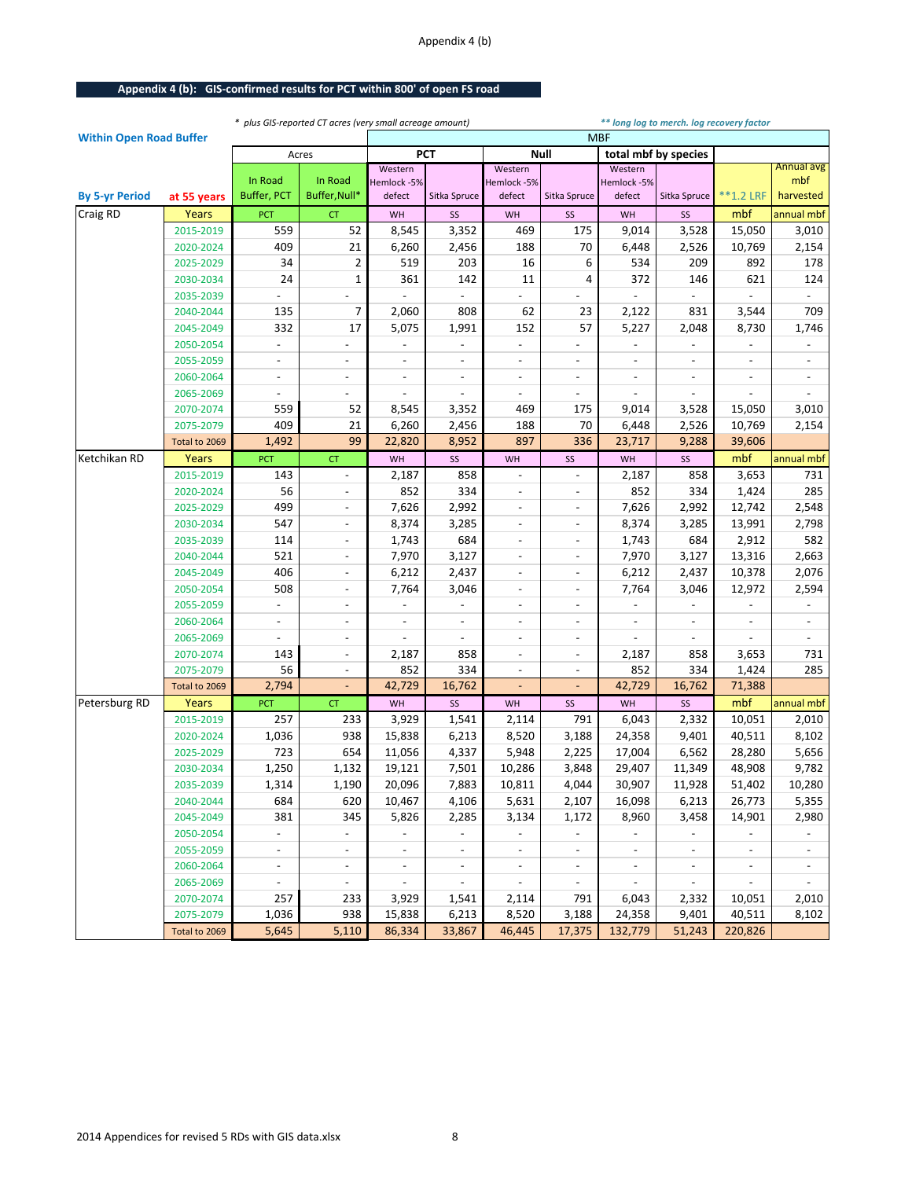## Appendix 4 (b): GIS-confirmed results for PCT within 800' of open FS road

*\* plus GIS-reported CT acres (very small acreage amount)*

*\*\* long log to merch. log recovery factor*

**Within Open Road Buffer**

| By 5-yr Period | at 55 years | Acres | | MBF | | | | | | | |
|---|---|---|---|---|---|---|---|---|---|---|---|
| | | | | PCT | | Null | | total mbf by species | | | |
| | | In Road Buffer, PCT | In Road Buffer, Null* | Western Hemlock -5% defect | Sitka Spruce | Western Hemlock -5% defect | Sitka Spruce | Western Hemlock -5% defect | Sitka Spruce | **1.2 LRF | Annual avg mbf harvested |
| Craig RD | Years | PCT | CT | WH | SS | WH | SS | WH | SS | mbf | annual mbf |
| | 2015-2019 | 559 | 52 | 8,545 | 3,352 | 469 | 175 | 9,014 | 3,528 | 15,050 | 3,010 |
| | 2020-2024 | 409 | 21 | 6,260 | 2,456 | 188 | 70 | 6,448 | 2,526 | 10,769 | 2,154 |
| | 2025-2029 | 34 | 2 | 519 | 203 | 16 | 6 | 534 | 209 | 892 | 178 |
| | 2030-2034 | 24 | 1 | 361 | 142 | 11 | 4 | 372 | 146 | 621 | 124 |
| | 2035-2039 | - | - | - | - | - | - | - | - | - | - |
| | 2040-2044 | 135 | 7 | 2,060 | 808 | 62 | 23 | 2,122 | 831 | 3,544 | 709 |
| | 2045-2049 | 332 | 17 | 5,075 | 1,991 | 152 | 57 | 5,227 | 2,048 | 8,730 | 1,746 |
| | 2050-2054 | - | - | - | - | - | - | - | - | - | - |
| | 2055-2059 | - | - | - | - | - | - | - | - | - | - |
| | 2060-2064 | - | - | - | - | - | - | - | - | - | - |
| | 2065-2069 | - | - | - | - | - | - | - | - | - | - |
| | 2070-2074 | 559 | 52 | 8,545 | 3,352 | 469 | 175 | 9,014 | 3,528 | 15,050 | 3,010 |
| | 2075-2079 | 409 | 21 | 6,260 | 2,456 | 188 | 70 | 6,448 | 2,526 | 10,769 | 2,154 |
| | Total to 2069 | 1,492 | 99 | 22,820 | 8,952 | 897 | 336 | 23,717 | 9,288 | 39,606 | |
| Ketchikan RD | Years | PCT | CT | WH | SS | WH | SS | WH | SS | mbf | annual mbf |
| | 2015-2019 | 143 | - | 2,187 | 858 | - | - | 2,187 | 858 | 3,653 | 731 |
| | 2020-2024 | 56 | - | 852 | 334 | - | - | 852 | 334 | 1,424 | 285 |
| | 2025-2029 | 499 | - | 7,626 | 2,992 | - | - | 7,626 | 2,992 | 12,742 | 2,548 |
| | 2030-2034 | 547 | - | 8,374 | 3,285 | - | - | 8,374 | 3,285 | 13,991 | 2,798 |
| | 2035-2039 | 114 | - | 1,743 | 684 | - | - | 1,743 | 684 | 2,912 | 582 |
| | 2040-2044 | 521 | - | 7,970 | 3,127 | - | - | 7,970 | 3,127 | 13,316 | 2,663 |
| | 2045-2049 | 406 | - | 6,212 | 2,437 | - | - | 6,212 | 2,437 | 10,378 | 2,076 |
| | 2050-2054 | 508 | - | 7,764 | 3,046 | - | - | 7,764 | 3,046 | 12,972 | 2,594 |
| | 2055-2059 | - | - | - | - | - | - | - | - | - | - |
| | 2060-2064 | - | - | - | - | - | - | - | - | - | - |
| | 2065-2069 | - | - | - | - | - | - | - | - | - | - |
| | 2070-2074 | 143 | - | 2,187 | 858 | - | - | 2,187 | 858 | 3,653 | 731 |
| | 2075-2079 | 56 | - | 852 | 334 | - | - | 852 | 334 | 1,424 | 285 |
| | Total to 2069 | 2,794 | - | 42,729 | 16,762 | - | - | 42,729 | 16,762 | 71,388 | |
| Petersburg RD | Years | PCT | CT | WH | SS | WH | SS | WH | SS | mbf | annual mbf |
| | 2015-2019 | 257 | 233 | 3,929 | 1,541 | 2,114 | 791 | 6,043 | 2,332 | 10,051 | 2,010 |
| | 2020-2024 | 1,036 | 938 | 15,838 | 6,213 | 8,520 | 3,188 | 24,358 | 9,401 | 40,511 | 8,102 |
| | 2025-2029 | 723 | 654 | 11,056 | 4,337 | 5,948 | 2,225 | 17,004 | 6,562 | 28,280 | 5,656 |
| | 2030-2034 | 1,250 | 1,132 | 19,121 | 7,501 | 10,286 | 3,848 | 29,407 | 11,349 | 48,908 | 9,782 |
| | 2035-2039 | 1,314 | 1,190 | 20,096 | 7,883 | 10,811 | 4,044 | 30,907 | 11,928 | 51,402 | 10,280 |
| | 2040-2044 | 684 | 620 | 10,467 | 4,106 | 5,631 | 2,107 | 16,098 | 6,213 | 26,773 | 5,355 |
| | 2045-2049 | 381 | 345 | 5,826 | 2,285 | 3,134 | 1,172 | 8,960 | 3,458 | 14,901 | 2,980 |
| | 2050-2054 | - | - | - | - | - | - | - | - | - | - |
| | 2055-2059 | - | - | - | - | - | - | - | - | - | - |
| | 2060-2064 | - | - | - | - | - | - | - | - | - | - |
| | 2065-2069 | - | - | - | - | - | - | - | - | - | - |
| | 2070-2074 | 257 | 233 | 3,929 | 1,541 | 2,114 | 791 | 6,043 | 2,332 | 10,051 | 2,010 |
| | 2075-2079 | 1,036 | 938 | 15,838 | 6,213 | 8,520 | 3,188 | 24,358 | 9,401 | 40,511 | 8,102 |
| | Total to 2069 | 5,645 | 5,110 | 86,334 | 33,867 | 46,445 | 17,375 | 132,779 | 51,243 | 220,826 | |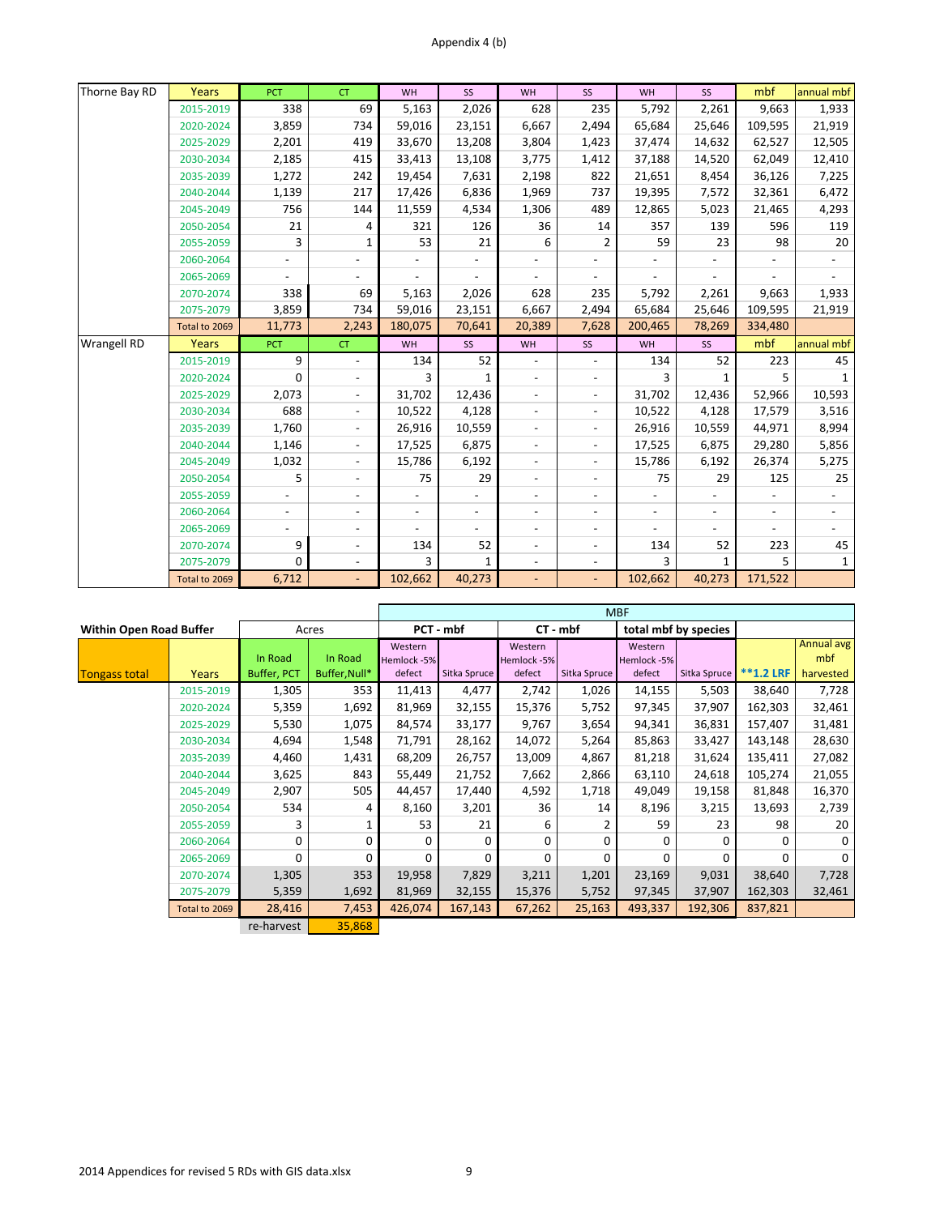Appendix 4 (b)

| Thorne Bay RD | Years | PCT | CT | WH | SS | WH | SS | WH | SS | mbf | annual mbf |
|---|---|---|---|---|---|---|---|---|---|---|---|
| | 2015-2019 | 338 | 69 | 5,163 | 2,026 | 628 | 235 | 5,792 | 2,261 | 9,663 | 1,933 |
| | 2020-2024 | 3,859 | 734 | 59,016 | 23,151 | 6,667 | 2,494 | 65,684 | 25,646 | 109,595 | 21,919 |
| | 2025-2029 | 2,201 | 419 | 33,670 | 13,208 | 3,804 | 1,423 | 37,474 | 14,632 | 62,527 | 12,505 |
| | 2030-2034 | 2,185 | 415 | 33,413 | 13,108 | 3,775 | 1,412 | 37,188 | 14,520 | 62,049 | 12,410 |
| | 2035-2039 | 1,272 | 242 | 19,454 | 7,631 | 2,198 | 822 | 21,651 | 8,454 | 36,126 | 7,225 |
| | 2040-2044 | 1,139 | 217 | 17,426 | 6,836 | 1,969 | 737 | 19,395 | 7,572 | 32,361 | 6,472 |
| | 2045-2049 | 756 | 144 | 11,559 | 4,534 | 1,306 | 489 | 12,865 | 5,023 | 21,465 | 4,293 |
| | 2050-2054 | 21 | 4 | 321 | 126 | 36 | 14 | 357 | 139 | 596 | 119 |
| | 2055-2059 | 3 | 1 | 53 | 21 | 6 | 2 | 59 | 23 | 98 | 20 |
| | 2060-2064 | - | - | - | - | - | - | - | - | - | - |
| | 2065-2069 | - | - | - | - | - | - | - | - | - | - |
| | 2070-2074 | 338 | 69 | 5,163 | 2,026 | 628 | 235 | 5,792 | 2,261 | 9,663 | 1,933 |
| | 2075-2079 | 3,859 | 734 | 59,016 | 23,151 | 6,667 | 2,494 | 65,684 | 25,646 | 109,595 | 21,919 |
| | Total to 2069 | 11,773 | 2,243 | 180,075 | 70,641 | 20,389 | 7,628 | 200,465 | 78,269 | 334,480 | |
| Wrangell RD | Years | PCT | CT | WH | SS | WH | SS | WH | SS | mbf | annual mbf |
| | 2015-2019 | 9 | - | 134 | 52 | - | - | 134 | 52 | 223 | 45 |
| | 2020-2024 | 0 | - | 3 | 1 | - | - | 3 | 1 | 5 | 1 |
| | 2025-2029 | 2,073 | - | 31,702 | 12,436 | - | - | 31,702 | 12,436 | 52,966 | 10,593 |
| | 2030-2034 | 688 | - | 10,522 | 4,128 | - | - | 10,522 | 4,128 | 17,579 | 3,516 |
| | 2035-2039 | 1,760 | - | 26,916 | 10,559 | - | - | 26,916 | 10,559 | 44,971 | 8,994 |
| | 2040-2044 | 1,146 | - | 17,525 | 6,875 | - | - | 17,525 | 6,875 | 29,280 | 5,856 |
| | 2045-2049 | 1,032 | - | 15,786 | 6,192 | - | - | 15,786 | 6,192 | 26,374 | 5,275 |
| | 2050-2054 | 5 | - | 75 | 29 | - | - | 75 | 29 | 125 | 25 |
| | 2055-2059 | - | - | - | - | - | - | - | - | - | - |
| | 2060-2064 | - | - | - | - | - | - | - | - | - | - |
| | 2065-2069 | - | - | - | - | - | - | - | - | - | - |
| | 2070-2074 | 9 | - | 134 | 52 | - | - | 134 | 52 | 223 | 45 |
| | 2075-2079 | 0 | - | 3 | 1 | - | - | 3 | 1 | 5 | 1 |
| | Total to 2069 | 6,712 | - | 102,662 | 40,273 | - | - | 102,662 | 40,273 | 171,522 | |

| Within Open Road Buffer | | Acres | | MBF | | | | | | | |
|---|---|---|---|---|---|---|---|---|---|---|---|
| | | | | PCT - mbf | | CT - mbf | | total mbf by species | | | |
| Tongass total | Years | In Road Buffer, PCT | In Road Buffer,Null* | Western Hemlock -5% defect | Sitka Spruce | Western Hemlock -5% defect | Sitka Spruce | Western Hemlock -5% defect | Sitka Spruce | **1.2 LRF | Annual avg mbf harvested |
| | 2015-2019 | 1,305 | 353 | 11,413 | 4,477 | 2,742 | 1,026 | 14,155 | 5,503 | 38,640 | 7,728 |
| | 2020-2024 | 5,359 | 1,692 | 81,969 | 32,155 | 15,376 | 5,752 | 97,345 | 37,907 | 162,303 | 32,461 |
| | 2025-2029 | 5,530 | 1,075 | 84,574 | 33,177 | 9,767 | 3,654 | 94,341 | 36,831 | 157,407 | 31,481 |
| | 2030-2034 | 4,694 | 1,548 | 71,791 | 28,162 | 14,072 | 5,264 | 85,863 | 33,427 | 143,148 | 28,630 |
| | 2035-2039 | 4,460 | 1,431 | 68,209 | 26,757 | 13,009 | 4,867 | 81,218 | 31,624 | 135,411 | 27,082 |
| | 2040-2044 | 3,625 | 843 | 55,449 | 21,752 | 7,662 | 2,866 | 63,110 | 24,618 | 105,274 | 21,055 |
| | 2045-2049 | 2,907 | 505 | 44,457 | 17,440 | 4,592 | 1,718 | 49,049 | 19,158 | 81,848 | 16,370 |
| | 2050-2054 | 534 | 4 | 8,160 | 3,201 | 36 | 14 | 8,196 | 3,215 | 13,693 | 2,739 |
| | 2055-2059 | 3 | 1 | 53 | 21 | 6 | 2 | 59 | 23 | 98 | 20 |
| | 2060-2064 | 0 | 0 | 0 | 0 | 0 | 0 | 0 | 0 | 0 | 0 |
| | 2065-2069 | 0 | 0 | 0 | 0 | 0 | 0 | 0 | 0 | 0 | 0 |
| | 2070-2074 | 1,305 | 353 | 19,958 | 7,829 | 3,211 | 1,201 | 23,169 | 9,031 | 38,640 | 7,728 |
| | 2075-2079 | 5,359 | 1,692 | 81,969 | 32,155 | 15,376 | 5,752 | 97,345 | 37,907 | 162,303 | 32,461 |
| | Total to 2069 | 28,416 | 7,453 | 426,074 | 167,143 | 67,262 | 25,163 | 493,337 | 192,306 | 837,821 | |
| | | re-harvest | 35,868 | | | | | | | | |

2014 Appendices for revised 5 RDs with GIS data.xlsx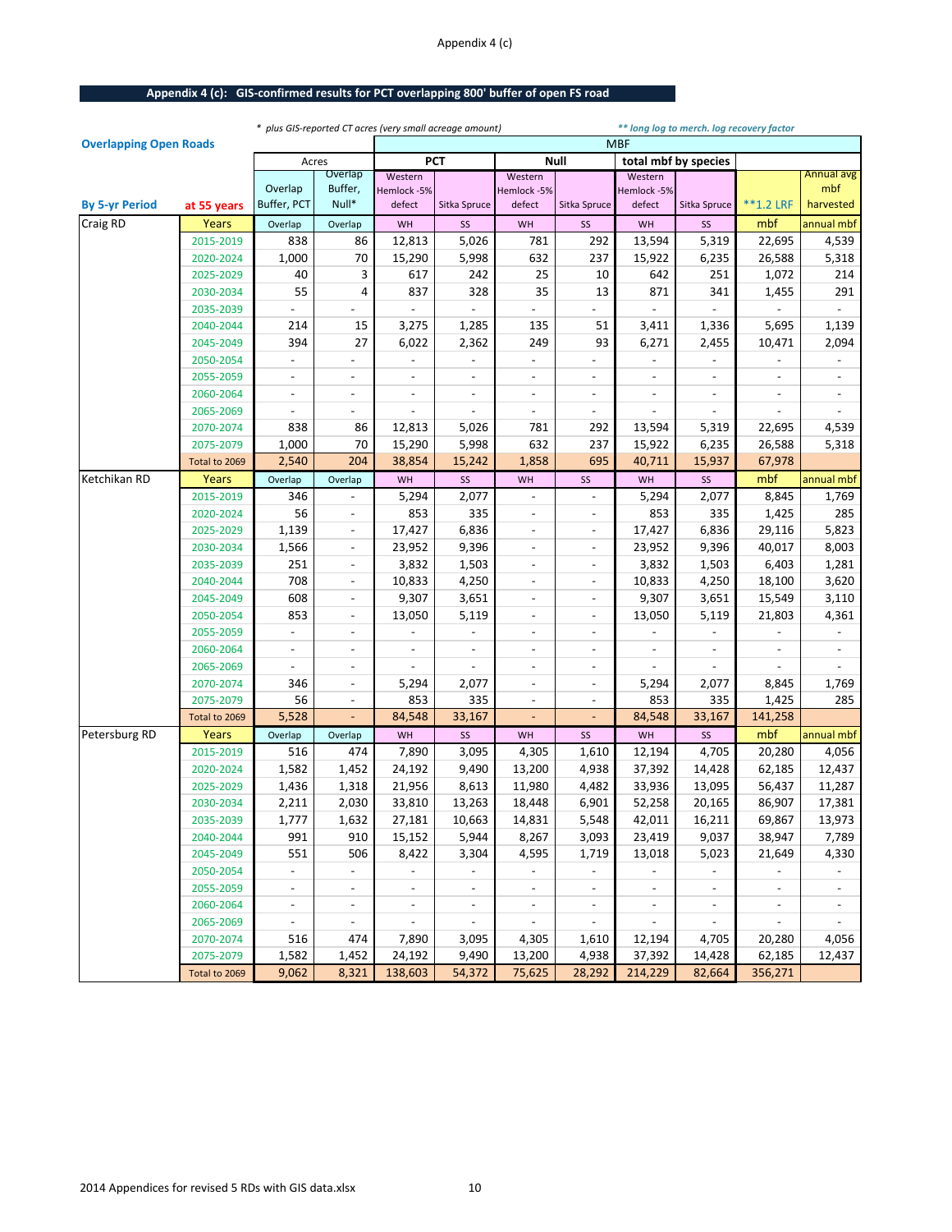## Appendix 4 (c): GIS-confirmed results for PCT overlapping 800' buffer of open FS road

\* plus GIS-reported CT acres (very small acreage amount)

\*\* long log to merch. log recovery factor

**Overlapping Open Roads**

| By 5-yr Period | at 55 years | Acres | | MBF | | | | | | | |
|---|---|---|---|---|---|---|---|---|---|---|---|
| | | | | PCT | | Null | | total mbf by species | | | |
| | | Overlap Buffer, PCT | Overlap Buffer, Null* | Western Hemlock -5% defect | Sitka Spruce | Western Hemlock -5% defect | Sitka Spruce | Western Hemlock -5% defect | Sitka Spruce | **1.2 LRF | Annual avg mbf harvested |
| Craig RD | Years | Overlap | Overlap | WH | SS | WH | SS | WH | SS | mbf | annual mbf |
| | 2015-2019 | 838 | 86 | 12,813 | 5,026 | 781 | 292 | 13,594 | 5,319 | 22,695 | 4,539 |
| | 2020-2024 | 1,000 | 70 | 15,290 | 5,998 | 632 | 237 | 15,922 | 6,235 | 26,588 | 5,318 |
| | 2025-2029 | 40 | 3 | 617 | 242 | 25 | 10 | 642 | 251 | 1,072 | 214 |
| | 2030-2034 | 55 | 4 | 837 | 328 | 35 | 13 | 871 | 341 | 1,455 | 291 |
| | 2035-2039 | - | - | - | - | - | - | - | - | - | - |
| | 2040-2044 | 214 | 15 | 3,275 | 1,285 | 135 | 51 | 3,411 | 1,336 | 5,695 | 1,139 |
| | 2045-2049 | 394 | 27 | 6,022 | 2,362 | 249 | 93 | 6,271 | 2,455 | 10,471 | 2,094 |
| | 2050-2054 | - | - | - | - | - | - | - | - | - | - |
| | 2055-2059 | - | - | - | - | - | - | - | - | - | - |
| | 2060-2064 | - | - | - | - | - | - | - | - | - | - |
| | 2065-2069 | - | - | - | - | - | - | - | - | - | - |
| | 2070-2074 | 838 | 86 | 12,813 | 5,026 | 781 | 292 | 13,594 | 5,319 | 22,695 | 4,539 |
| | 2075-2079 | 1,000 | 70 | 15,290 | 5,998 | 632 | 237 | 15,922 | 6,235 | 26,588 | 5,318 |
| | Total to 2069 | 2,540 | 204 | 38,854 | 15,242 | 1,858 | 695 | 40,711 | 15,937 | 67,978 | |
| Ketchikan RD | Years | Overlap | Overlap | WH | SS | WH | SS | WH | SS | mbf | annual mbf |
| | 2015-2019 | 346 | - | 5,294 | 2,077 | - | - | 5,294 | 2,077 | 8,845 | 1,769 |
| | 2020-2024 | 56 | - | 853 | 335 | - | - | 853 | 335 | 1,425 | 285 |
| | 2025-2029 | 1,139 | - | 17,427 | 6,836 | - | - | 17,427 | 6,836 | 29,116 | 5,823 |
| | 2030-2034 | 1,566 | - | 23,952 | 9,396 | - | - | 23,952 | 9,396 | 40,017 | 8,003 |
| | 2035-2039 | 251 | - | 3,832 | 1,503 | - | - | 3,832 | 1,503 | 6,403 | 1,281 |
| | 2040-2044 | 708 | - | 10,833 | 4,250 | - | - | 10,833 | 4,250 | 18,100 | 3,620 |
| | 2045-2049 | 608 | - | 9,307 | 3,651 | - | - | 9,307 | 3,651 | 15,549 | 3,110 |
| | 2050-2054 | 853 | - | 13,050 | 5,119 | - | - | 13,050 | 5,119 | 21,803 | 4,361 |
| | 2055-2059 | - | - | - | - | - | - | - | - | - | - |
| | 2060-2064 | - | - | - | - | - | - | - | - | - | - |
| | 2065-2069 | - | - | - | - | - | - | - | - | - | - |
| | 2070-2074 | 346 | - | 5,294 | 2,077 | - | - | 5,294 | 2,077 | 8,845 | 1,769 |
| | 2075-2079 | 56 | - | 853 | 335 | - | - | 853 | 335 | 1,425 | 285 |
| | Total to 2069 | 5,528 | - | 84,548 | 33,167 | - | - | 84,548 | 33,167 | 141,258 | |
| Petersburg RD | Years | Overlap | Overlap | WH | SS | WH | SS | WH | SS | mbf | annual mbf |
| | 2015-2019 | 516 | 474 | 7,890 | 3,095 | 4,305 | 1,610 | 12,194 | 4,705 | 20,280 | 4,056 |
| | 2020-2024 | 1,582 | 1,452 | 24,192 | 9,490 | 13,200 | 4,938 | 37,392 | 14,428 | 62,185 | 12,437 |
| | 2025-2029 | 1,436 | 1,318 | 21,956 | 8,613 | 11,980 | 4,482 | 33,936 | 13,095 | 56,437 | 11,287 |
| | 2030-2034 | 2,211 | 2,030 | 33,810 | 13,263 | 18,448 | 6,901 | 52,258 | 20,165 | 86,907 | 17,381 |
| | 2035-2039 | 1,777 | 1,632 | 27,181 | 10,663 | 14,831 | 5,548 | 42,011 | 16,211 | 69,867 | 13,973 |
| | 2040-2044 | 991 | 910 | 15,152 | 5,944 | 8,267 | 3,093 | 23,419 | 9,037 | 38,947 | 7,789 |
| | 2045-2049 | 551 | 506 | 8,422 | 3,304 | 4,595 | 1,719 | 13,018 | 5,023 | 21,649 | 4,330 |
| | 2050-2054 | - | - | - | - | - | - | - | - | - | - |
| | 2055-2059 | - | - | - | - | - | - | - | - | - | - |
| | 2060-2064 | - | - | - | - | - | - | - | - | - | - |
| | 2065-2069 | - | - | - | - | - | - | - | - | - | - |
| | 2070-2074 | 516 | 474 | 7,890 | 3,095 | 4,305 | 1,610 | 12,194 | 4,705 | 20,280 | 4,056 |
| | 2075-2079 | 1,582 | 1,452 | 24,192 | 9,490 | 13,200 | 4,938 | 37,392 | 14,428 | 62,185 | 12,437 |
| | Total to 2069 | 9,062 | 8,321 | 138,603 | 54,372 | 75,625 | 28,292 | 214,229 | 82,664 | 356,271 | |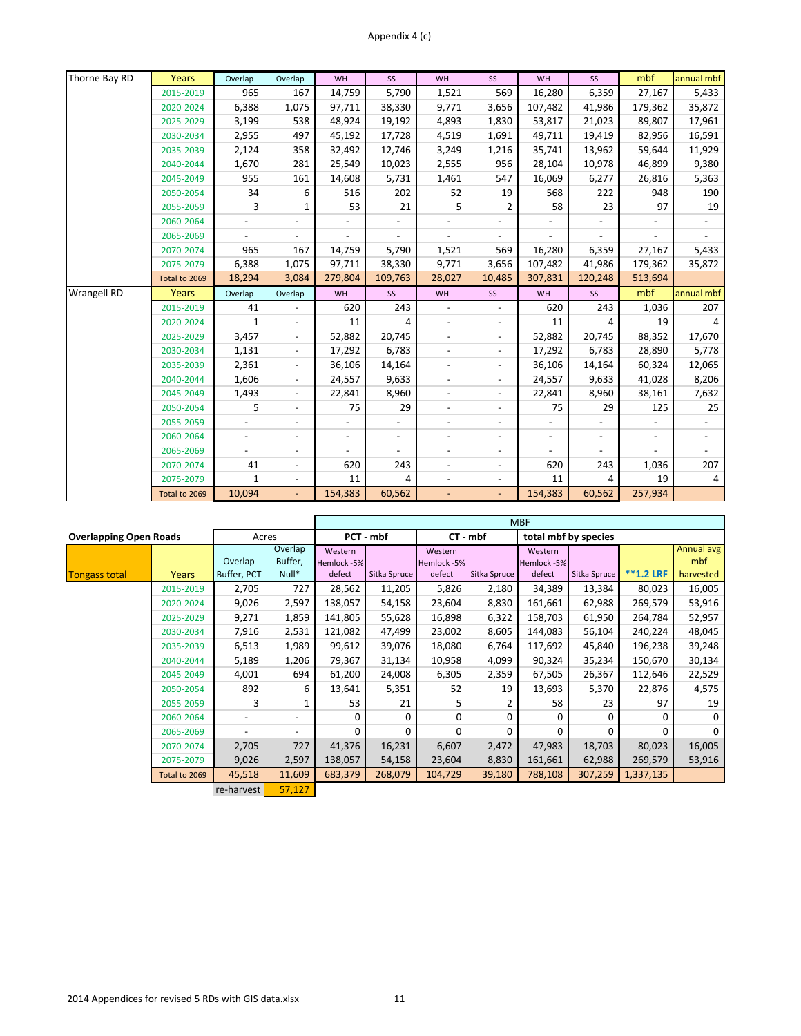Appendix 4 (c)

| Thorne Bay RD | Years | Overlap | Overlap | WH | SS | WH | SS | WH | SS | mbf | annual mbf |
|---|---|---|---|---|---|---|---|---|---|---|---|
| | 2015-2019 | 965 | 167 | 14,759 | 5,790 | 1,521 | 569 | 16,280 | 6,359 | 27,167 | 5,433 |
| | 2020-2024 | 6,388 | 1,075 | 97,711 | 38,330 | 9,771 | 3,656 | 107,482 | 41,986 | 179,362 | 35,872 |
| | 2025-2029 | 3,199 | 538 | 48,924 | 19,192 | 4,893 | 1,830 | 53,817 | 21,023 | 89,807 | 17,961 |
| | 2030-2034 | 2,955 | 497 | 45,192 | 17,728 | 4,519 | 1,691 | 49,711 | 19,419 | 82,956 | 16,591 |
| | 2035-2039 | 2,124 | 358 | 32,492 | 12,746 | 3,249 | 1,216 | 35,741 | 13,962 | 59,644 | 11,929 |
| | 2040-2044 | 1,670 | 281 | 25,549 | 10,023 | 2,555 | 956 | 28,104 | 10,978 | 46,899 | 9,380 |
| | 2045-2049 | 955 | 161 | 14,608 | 5,731 | 1,461 | 547 | 16,069 | 6,277 | 26,816 | 5,363 |
| | 2050-2054 | 34 | 6 | 516 | 202 | 52 | 19 | 568 | 222 | 948 | 190 |
| | 2055-2059 | 3 | 1 | 53 | 21 | 5 | 2 | 58 | 23 | 97 | 19 |
| | 2060-2064 | - | - | - | - | - | - | - | - | - | - |
| | 2065-2069 | - | - | - | - | - | - | - | - | - | - |
| | 2070-2074 | 965 | 167 | 14,759 | 5,790 | 1,521 | 569 | 16,280 | 6,359 | 27,167 | 5,433 |
| | 2075-2079 | 6,388 | 1,075 | 97,711 | 38,330 | 9,771 | 3,656 | 107,482 | 41,986 | 179,362 | 35,872 |
| | Total to 2069 | 18,294 | 3,084 | 279,804 | 109,763 | 28,027 | 10,485 | 307,831 | 120,248 | 513,694 | |
| Wrangell RD | Years | Overlap | Overlap | WH | SS | WH | SS | WH | SS | mbf | annual mbf |
| | 2015-2019 | 41 | - | 620 | 243 | - | - | 620 | 243 | 1,036 | 207 |
| | 2020-2024 | 1 | - | 11 | 4 | - | - | 11 | 4 | 19 | 4 |
| | 2025-2029 | 3,457 | - | 52,882 | 20,745 | - | - | 52,882 | 20,745 | 88,352 | 17,670 |
| | 2030-2034 | 1,131 | - | 17,292 | 6,783 | - | - | 17,292 | 6,783 | 28,890 | 5,778 |
| | 2035-2039 | 2,361 | - | 36,106 | 14,164 | - | - | 36,106 | 14,164 | 60,324 | 12,065 |
| | 2040-2044 | 1,606 | - | 24,557 | 9,633 | - | - | 24,557 | 9,633 | 41,028 | 8,206 |
| | 2045-2049 | 1,493 | - | 22,841 | 8,960 | - | - | 22,841 | 8,960 | 38,161 | 7,632 |
| | 2050-2054 | 5 | - | 75 | 29 | - | - | 75 | 29 | 125 | 25 |
| | 2055-2059 | - | - | - | - | - | - | - | - | - | - |
| | 2060-2064 | - | - | - | - | - | - | - | - | - | - |
| | 2065-2069 | - | - | - | - | - | - | - | - | - | - |
| | 2070-2074 | 41 | - | 620 | 243 | - | - | 620 | 243 | 1,036 | 207 |
| | 2075-2079 | 1 | - | 11 | 4 | - | - | 11 | 4 | 19 | 4 |
| | Total to 2069 | 10,094 | - | 154,383 | 60,562 | - | - | 154,383 | 60,562 | 257,934 | |

| Overlapping Open Roads | | Acres | | MBF | | | | | | | |
|---|---|---|---|---|---|---|---|---|---|---|---|
| | | | | PCT - mbf | | CT - mbf | | total mbf by species | | | |
| Tongass total | Years | Overlap Buffer, PCT | Overlap Buffer, Null* | Western Hemlock -5% defect | Sitka Spruce | Western Hemlock -5% defect | Sitka Spruce | Western Hemlock -5% defect | Sitka Spruce | **1.2 LRF | Annual avg mbf harvested |
| | 2015-2019 | 2,705 | 727 | 28,562 | 11,205 | 5,826 | 2,180 | 34,389 | 13,384 | 80,023 | 16,005 |
| | 2020-2024 | 9,026 | 2,597 | 138,057 | 54,158 | 23,604 | 8,830 | 161,661 | 62,988 | 269,579 | 53,916 |
| | 2025-2029 | 9,271 | 1,859 | 141,805 | 55,628 | 16,898 | 6,322 | 158,703 | 61,950 | 264,784 | 52,957 |
| | 2030-2034 | 7,916 | 2,531 | 121,082 | 47,499 | 23,002 | 8,605 | 144,083 | 56,104 | 240,224 | 48,045 |
| | 2035-2039 | 6,513 | 1,989 | 99,612 | 39,076 | 18,080 | 6,764 | 117,692 | 45,840 | 196,238 | 39,248 |
| | 2040-2044 | 5,189 | 1,206 | 79,367 | 31,134 | 10,958 | 4,099 | 90,324 | 35,234 | 150,670 | 30,134 |
| | 2045-2049 | 4,001 | 694 | 61,200 | 24,008 | 6,305 | 2,359 | 67,505 | 26,367 | 112,646 | 22,529 |
| | 2050-2054 | 892 | 6 | 13,641 | 5,351 | 52 | 19 | 13,693 | 5,370 | 22,876 | 4,575 |
| | 2055-2059 | 3 | 1 | 53 | 21 | 5 | 2 | 58 | 23 | 97 | 19 |
| | 2060-2064 | - | - | 0 | 0 | 0 | 0 | 0 | 0 | 0 | 0 |
| | 2065-2069 | - | - | 0 | 0 | 0 | 0 | 0 | 0 | 0 | 0 |
| | 2070-2074 | 2,705 | 727 | 41,376 | 16,231 | 6,607 | 2,472 | 47,983 | 18,703 | 80,023 | 16,005 |
| | 2075-2079 | 9,026 | 2,597 | 138,057 | 54,158 | 23,604 | 8,830 | 161,661 | 62,988 | 269,579 | 53,916 |
| | Total to 2069 | 45,518 | 11,609 | 683,379 | 268,079 | 104,729 | 39,180 | 788,108 | 307,259 | 1,337,135 | |
| | | re-harvest | 57,127 | | | | | | | | |

2014 Appendices for revised 5 RDs with GIS data.xlsx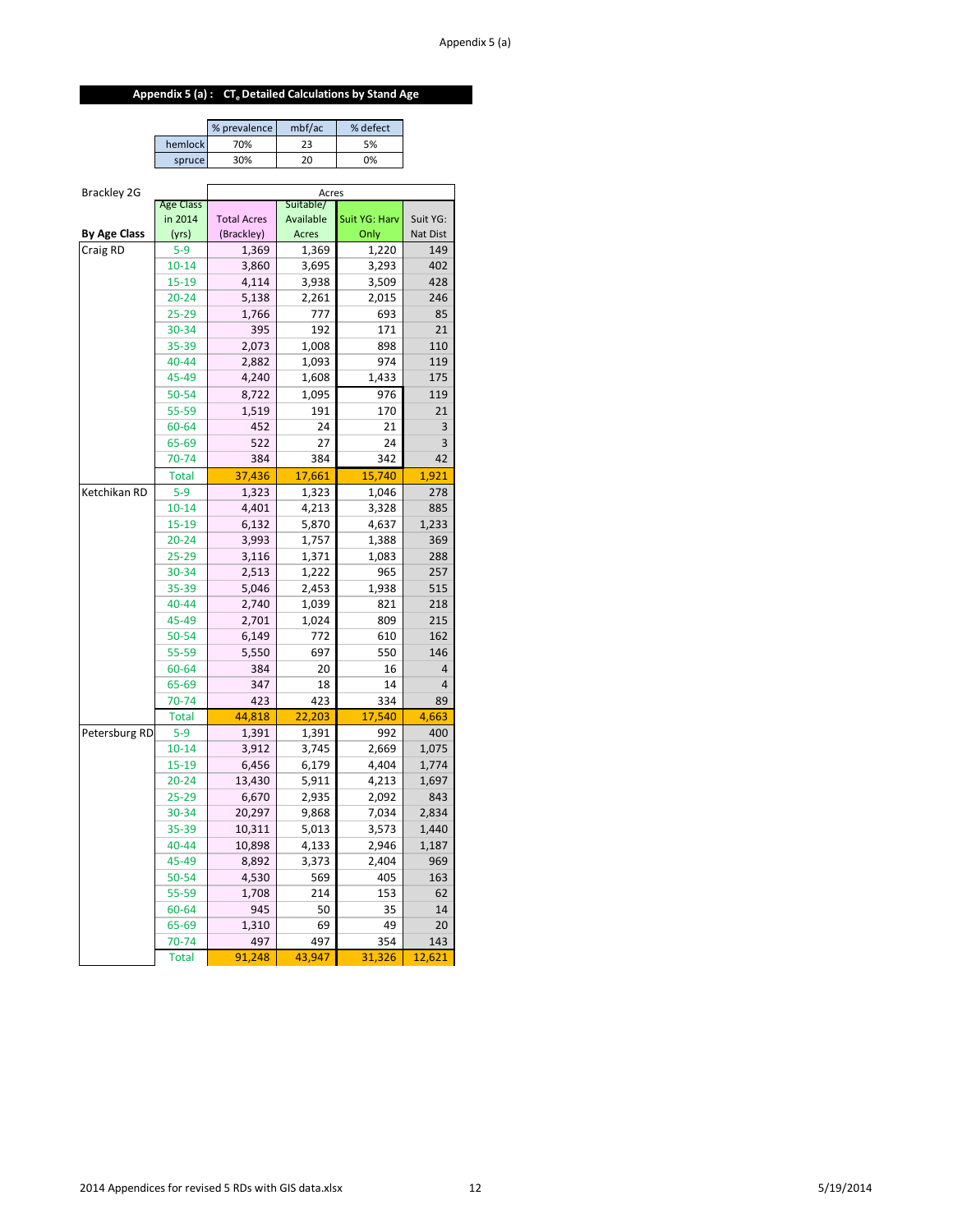## Appendix 5 (a) : $CT_e$ Detailed Calculations by Stand Age

| | % prevalence | mbf/ac | % defect |
|---|---|---|---|
| hemlock | 70% | 23 | 5% |
| spruce | 30% | 20 | 0% |

| Brackley 2G | | Acres | | | |
|---|---|---|---|---|---|
| By Age Class | Age Class in 2014 (yrs) | Total Acres (Brackley) | Suitable/ Available Acres | Suit YG: Harv Only | Suit YG: Nat Dist |
| Craig RD | 5-9 | 1,369 | 1,369 | 1,220 | 149 |
| | 10-14 | 3,860 | 3,695 | 3,293 | 402 |
| | 15-19 | 4,114 | 3,938 | 3,509 | 428 |
| | 20-24 | 5,138 | 2,261 | 2,015 | 246 |
| | 25-29 | 1,766 | 777 | 693 | 85 |
| | 30-34 | 395 | 192 | 171 | 21 |
| | 35-39 | 2,073 | 1,008 | 898 | 110 |
| | 40-44 | 2,882 | 1,093 | 974 | 119 |
| | 45-49 | 4,240 | 1,608 | 1,433 | 175 |
| | 50-54 | 8,722 | 1,095 | 976 | 119 |
| | 55-59 | 1,519 | 191 | 170 | 21 |
| | 60-64 | 452 | 24 | 21 | 3 |
| | 65-69 | 522 | 27 | 24 | 3 |
| | 70-74 | 384 | 384 | 342 | 42 |
| | Total | 37,436 | 17,661 | 15,740 | 1,921 |
| Ketchikan RD | 5-9 | 1,323 | 1,323 | 1,046 | 278 |
| | 10-14 | 4,401 | 4,213 | 3,328 | 885 |
| | 15-19 | 6,132 | 5,870 | 4,637 | 1,233 |
| | 20-24 | 3,993 | 1,757 | 1,388 | 369 |
| | 25-29 | 3,116 | 1,371 | 1,083 | 288 |
| | 30-34 | 2,513 | 1,222 | 965 | 257 |
| | 35-39 | 5,046 | 2,453 | 1,938 | 515 |
| | 40-44 | 2,740 | 1,039 | 821 | 218 |
| | 45-49 | 2,701 | 1,024 | 809 | 215 |
| | 50-54 | 6,149 | 772 | 610 | 162 |
| | 55-59 | 5,550 | 697 | 550 | 146 |
| | 60-64 | 384 | 20 | 16 | 4 |
| | 65-69 | 347 | 18 | 14 | 4 |
| | 70-74 | 423 | 423 | 334 | 89 |
| | Total | 44,818 | 22,203 | 17,540 | 4,663 |
| Petersburg RD | 5-9 | 1,391 | 1,391 | 992 | 400 |
| | 10-14 | 3,912 | 3,745 | 2,669 | 1,075 |
| | 15-19 | 6,456 | 6,179 | 4,404 | 1,774 |
| | 20-24 | 13,430 | 5,911 | 4,213 | 1,697 |
| | 25-29 | 6,670 | 2,935 | 2,092 | 843 |
| | 30-34 | 20,297 | 9,868 | 7,034 | 2,834 |
| | 35-39 | 10,311 | 5,013 | 3,573 | 1,440 |
| | 40-44 | 10,898 | 4,133 | 2,946 | 1,187 |
| | 45-49 | 8,892 | 3,373 | 2,404 | 969 |
| | 50-54 | 4,530 | 569 | 405 | 163 |
| | 55-59 | 1,708 | 214 | 153 | 62 |
| | 60-64 | 945 | 50 | 35 | 14 |
| | 65-69 | 1,310 | 69 | 49 | 20 |
| | 70-74 | 497 | 497 | 354 | 143 |
| | Total | 91,248 | 43,947 | 31,326 | 12,621 |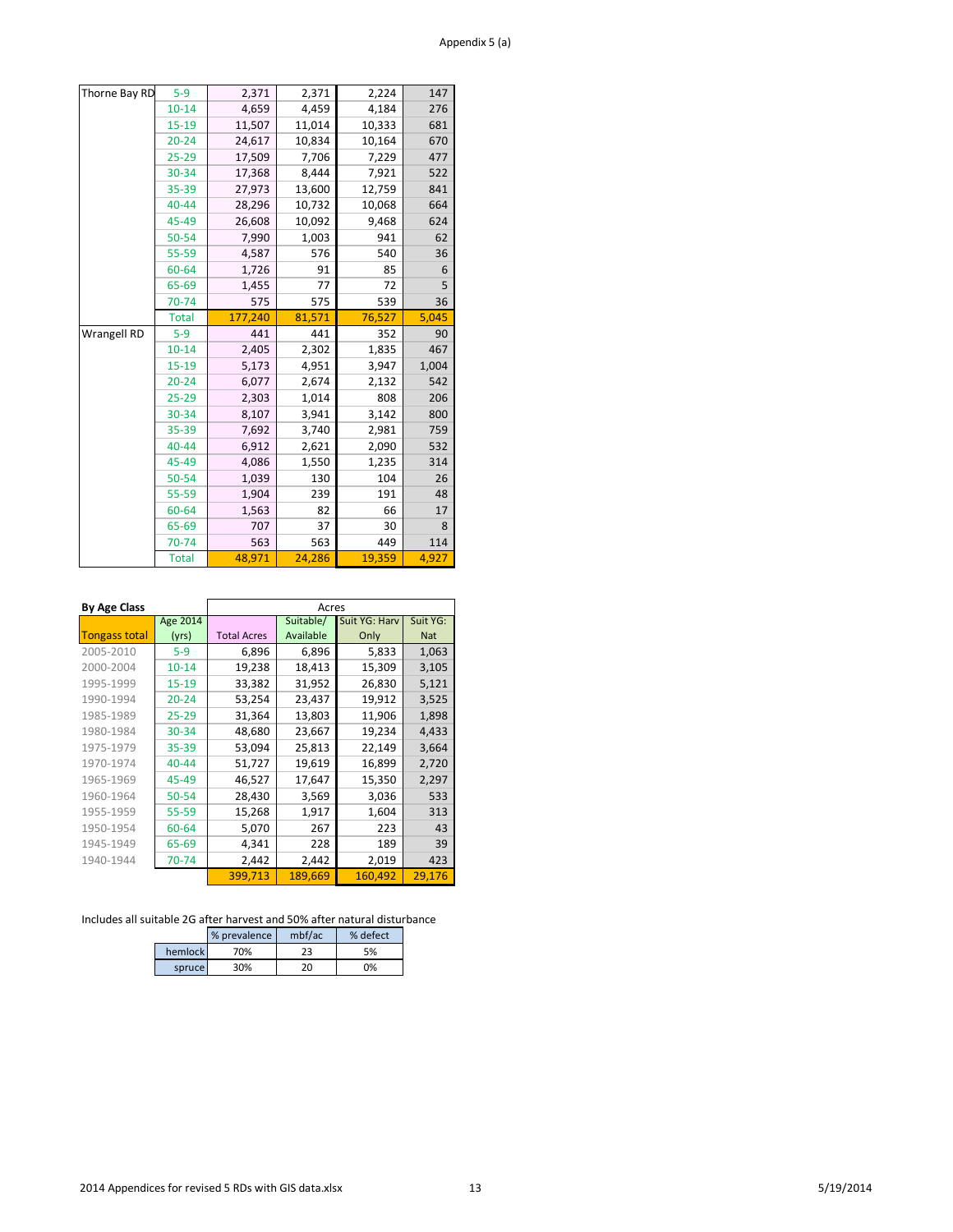Appendix 5 (a)

| | | | | | |
|---|---|---|---|---|---|
| Thorne Bay RD | 5-9 | 2,371 | 2,371 | 2,224 | 147 |
| | 10-14 | 4,659 | 4,459 | 4,184 | 276 |
| | 15-19 | 11,507 | 11,014 | 10,333 | 681 |
| | 20-24 | 24,617 | 10,834 | 10,164 | 670 |
| | 25-29 | 17,509 | 7,706 | 7,229 | 477 |
| | 30-34 | 17,368 | 8,444 | 7,921 | 522 |
| | 35-39 | 27,973 | 13,600 | 12,759 | 841 |
| | 40-44 | 28,296 | 10,732 | 10,068 | 664 |
| | 45-49 | 26,608 | 10,092 | 9,468 | 624 |
| | 50-54 | 7,990 | 1,003 | 941 | 62 |
| | 55-59 | 4,587 | 576 | 540 | 36 |
| | 60-64 | 1,726 | 91 | 85 | 6 |
| | 65-69 | 1,455 | 77 | 72 | 5 |
| | 70-74 | 575 | 575 | 539 | 36 |
| | Total | 177,240 | 81,571 | 76,527 | 5,045 |
| Wrangell RD | 5-9 | 441 | 441 | 352 | 90 |
| | 10-14 | 2,405 | 2,302 | 1,835 | 467 |
| | 15-19 | 5,173 | 4,951 | 3,947 | 1,004 |
| | 20-24 | 6,077 | 2,674 | 2,132 | 542 |
| | 25-29 | 2,303 | 1,014 | 808 | 206 |
| | 30-34 | 8,107 | 3,941 | 3,142 | 800 |
| | 35-39 | 7,692 | 3,740 | 2,981 | 759 |
| | 40-44 | 6,912 | 2,621 | 2,090 | 532 |
| | 45-49 | 4,086 | 1,550 | 1,235 | 314 |
| | 50-54 | 1,039 | 130 | 104 | 26 |
| | 55-59 | 1,904 | 239 | 191 | 48 |
| | 60-64 | 1,563 | 82 | 66 | 17 |
| | 65-69 | 707 | 37 | 30 | 8 |
| | 70-74 | 563 | 563 | 449 | 114 |
| | Total | 48,971 | 24,286 | 19,359 | 4,927 |

| By Age Class | | Acres | | | |
|---|---|---|---|---|---|
| Tongass total | Age 2014 (yrs) | Total Acres | Suitable/ Available | Suit YG: Harv Only | Suit YG: Nat |
| 2005-2010 | 5-9 | 6,896 | 6,896 | 5,833 | 1,063 |
| 2000-2004 | 10-14 | 19,238 | 18,413 | 15,309 | 3,105 |
| 1995-1999 | 15-19 | 33,382 | 31,952 | 26,830 | 5,121 |
| 1990-1994 | 20-24 | 53,254 | 23,437 | 19,912 | 3,525 |
| 1985-1989 | 25-29 | 31,364 | 13,803 | 11,906 | 1,898 |
| 1980-1984 | 30-34 | 48,680 | 23,667 | 19,234 | 4,433 |
| 1975-1979 | 35-39 | 53,094 | 25,813 | 22,149 | 3,664 |
| 1970-1974 | 40-44 | 51,727 | 19,619 | 16,899 | 2,720 |
| 1965-1969 | 45-49 | 46,527 | 17,647 | 15,350 | 2,297 |
| 1960-1964 | 50-54 | 28,430 | 3,569 | 3,036 | 533 |
| 1955-1959 | 55-59 | 15,268 | 1,917 | 1,604 | 313 |
| 1950-1954 | 60-64 | 5,070 | 267 | 223 | 43 |
| 1945-1949 | 65-69 | 4,341 | 228 | 189 | 39 |
| 1940-1944 | 70-74 | 2,442 | 2,442 | 2,019 | 423 |
| | | 399,713 | 189,669 | 160,492 | 29,176 |

Includes all suitable 2G after harvest and 50% after natural disturbance

| | % prevalence | mbf/ac | % defect |
|---|---|---|---|
| hemlock | 70% | 23 | 5% |
| spruce | 30% | 20 | 0% |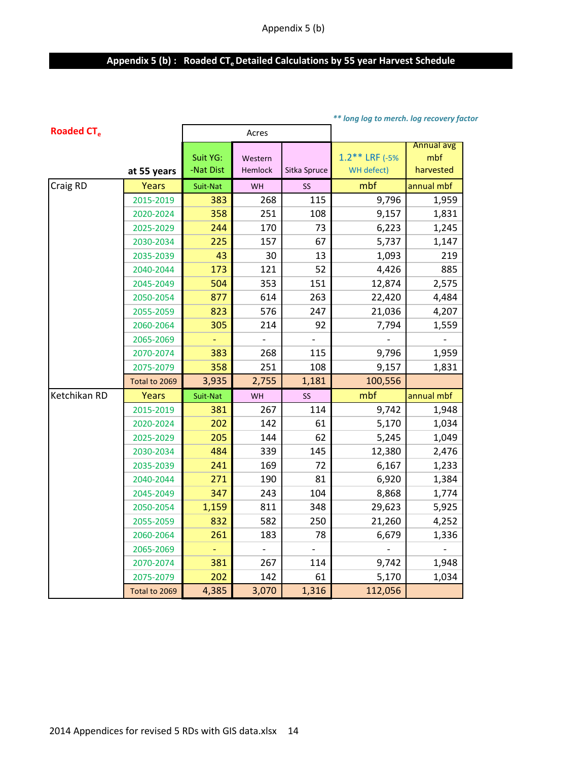## Appendix 5 (b) : Roaded $CT_e$ Detailed Calculations by 55 year Harvest Schedule

*\*\* long log to merch. log recovery factor*

**Roaded $CT_e$**

| at 55 years | | Acres | | | 1.2** LRF (-5% WH defect) | Annual avg mbf harvested |
|---|---|---|---|---|---|---|
| | | Suit YG: -Nat Dist | Western Hemlock | Sitka Spruce | | |
| Craig RD | Years | Suit-Nat | WH | SS | mbf | annual mbf |
| | 2015-2019 | 383 | 268 | 115 | 9,796 | 1,959 |
| | 2020-2024 | 358 | 251 | 108 | 9,157 | 1,831 |
| | 2025-2029 | 244 | 170 | 73 | 6,223 | 1,245 |
| | 2030-2034 | 225 | 157 | 67 | 5,737 | 1,147 |
| | 2035-2039 | 43 | 30 | 13 | 1,093 | 219 |
| | 2040-2044 | 173 | 121 | 52 | 4,426 | 885 |
| | 2045-2049 | 504 | 353 | 151 | 12,874 | 2,575 |
| | 2050-2054 | 877 | 614 | 263 | 22,420 | 4,484 |
| | 2055-2059 | 823 | 576 | 247 | 21,036 | 4,207 |
| | 2060-2064 | 305 | 214 | 92 | 7,794 | 1,559 |
| | 2065-2069 | - | - | - | - | - |
| | 2070-2074 | 383 | 268 | 115 | 9,796 | 1,959 |
| | 2075-2079 | 358 | 251 | 108 | 9,157 | 1,831 |
| | Total to 2069 | 3,935 | 2,755 | 1,181 | 100,556 | |
| Ketchikan RD | Years | Suit-Nat | WH | SS | mbf | annual mbf |
| | 2015-2019 | 381 | 267 | 114 | 9,742 | 1,948 |
| | 2020-2024 | 202 | 142 | 61 | 5,170 | 1,034 |
| | 2025-2029 | 205 | 144 | 62 | 5,245 | 1,049 |
| | 2030-2034 | 484 | 339 | 145 | 12,380 | 2,476 |
| | 2035-2039 | 241 | 169 | 72 | 6,167 | 1,233 |
| | 2040-2044 | 271 | 190 | 81 | 6,920 | 1,384 |
| | 2045-2049 | 347 | 243 | 104 | 8,868 | 1,774 |
| | 2050-2054 | 1,159 | 811 | 348 | 29,623 | 5,925 |
| | 2055-2059 | 832 | 582 | 250 | 21,260 | 4,252 |
| | 2060-2064 | 261 | 183 | 78 | 6,679 | 1,336 |
| | 2065-2069 | - | - | - | - | - |
| | 2070-2074 | 381 | 267 | 114 | 9,742 | 1,948 |
| | 2075-2079 | 202 | 142 | 61 | 5,170 | 1,034 |
| | Total to 2069 | 4,385 | 3,070 | 1,316 | 112,056 | |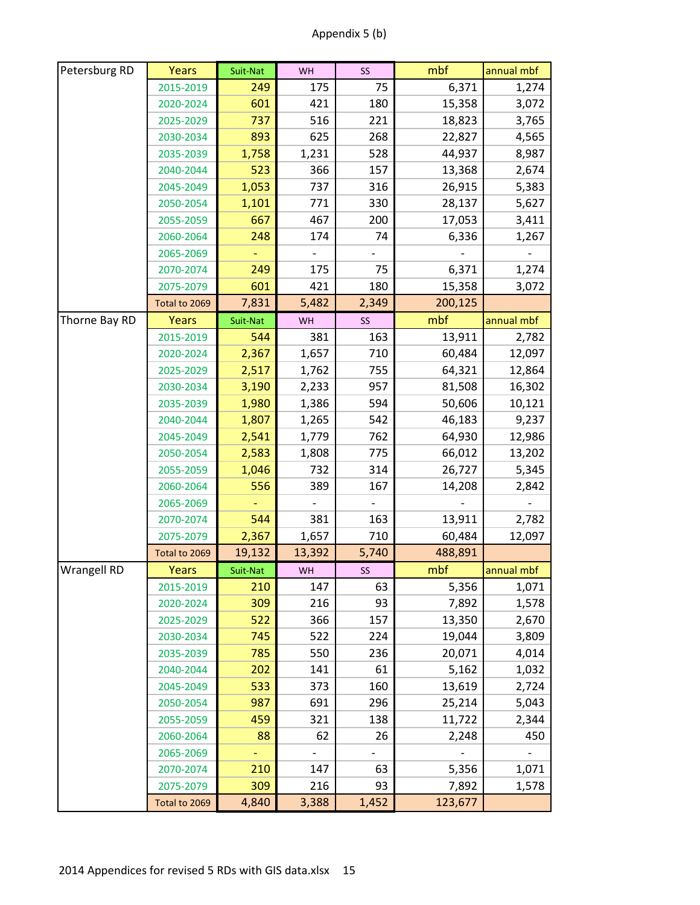Appendix 5 (b)

| Petersburg RD | Years | Suit-Nat | WH | SS | mbf | annual mbf |
|---|---|---|---|---|---|---|
| | 2015-2019 | 249 | 175 | 75 | 6,371 | 1,274 |
| | 2020-2024 | 601 | 421 | 180 | 15,358 | 3,072 |
| | 2025-2029 | 737 | 516 | 221 | 18,823 | 3,765 |
| | 2030-2034 | 893 | 625 | 268 | 22,827 | 4,565 |
| | 2035-2039 | 1,758 | 1,231 | 528 | 44,937 | 8,987 |
| | 2040-2044 | 523 | 366 | 157 | 13,368 | 2,674 |
| | 2045-2049 | 1,053 | 737 | 316 | 26,915 | 5,383 |
| | 2050-2054 | 1,101 | 771 | 330 | 28,137 | 5,627 |
| | 2055-2059 | 667 | 467 | 200 | 17,053 | 3,411 |
| | 2060-2064 | 248 | 174 | 74 | 6,336 | 1,267 |
| | 2065-2069 | - | - | - | - | - |
| | 2070-2074 | 249 | 175 | 75 | 6,371 | 1,274 |
| | 2075-2079 | 601 | 421 | 180 | 15,358 | 3,072 |
| | Total to 2069 | 7,831 | 5,482 | 2,349 | 200,125 | |
| Thorne Bay RD | Years | Suit-Nat | WH | SS | mbf | annual mbf |
| | 2015-2019 | 544 | 381 | 163 | 13,911 | 2,782 |
| | 2020-2024 | 2,367 | 1,657 | 710 | 60,484 | 12,097 |
| | 2025-2029 | 2,517 | 1,762 | 755 | 64,321 | 12,864 |
| | 2030-2034 | 3,190 | 2,233 | 957 | 81,508 | 16,302 |
| | 2035-2039 | 1,980 | 1,386 | 594 | 50,606 | 10,121 |
| | 2040-2044 | 1,807 | 1,265 | 542 | 46,183 | 9,237 |
| | 2045-2049 | 2,541 | 1,779 | 762 | 64,930 | 12,986 |
| | 2050-2054 | 2,583 | 1,808 | 775 | 66,012 | 13,202 |
| | 2055-2059 | 1,046 | 732 | 314 | 26,727 | 5,345 |
| | 2060-2064 | 556 | 389 | 167 | 14,208 | 2,842 |
| | 2065-2069 | - | - | - | - | - |
| | 2070-2074 | 544 | 381 | 163 | 13,911 | 2,782 |
| | 2075-2079 | 2,367 | 1,657 | 710 | 60,484 | 12,097 |
| | Total to 2069 | 19,132 | 13,392 | 5,740 | 488,891 | |
| Wrangell RD | Years | Suit-Nat | WH | SS | mbf | annual mbf |
| | 2015-2019 | 210 | 147 | 63 | 5,356 | 1,071 |
| | 2020-2024 | 309 | 216 | 93 | 7,892 | 1,578 |
| | 2025-2029 | 522 | 366 | 157 | 13,350 | 2,670 |
| | 2030-2034 | 745 | 522 | 224 | 19,044 | 3,809 |
| | 2035-2039 | 785 | 550 | 236 | 20,071 | 4,014 |
| | 2040-2044 | 202 | 141 | 61 | 5,162 | 1,032 |
| | 2045-2049 | 533 | 373 | 160 | 13,619 | 2,724 |
| | 2050-2054 | 987 | 691 | 296 | 25,214 | 5,043 |
| | 2055-2059 | 459 | 321 | 138 | 11,722 | 2,344 |
| | 2060-2064 | 88 | 62 | 26 | 2,248 | 450 |
| | 2065-2069 | - | - | - | - | - |
| | 2070-2074 | 210 | 147 | 63 | 5,356 | 1,071 |
| | 2075-2079 | 309 | 216 | 93 | 7,892 | 1,578 |
| | Total to 2069 | 4,840 | 3,388 | 1,452 | 123,677 | |

2014 Appendices for revised 5 RDs with GIS data.xlsx 15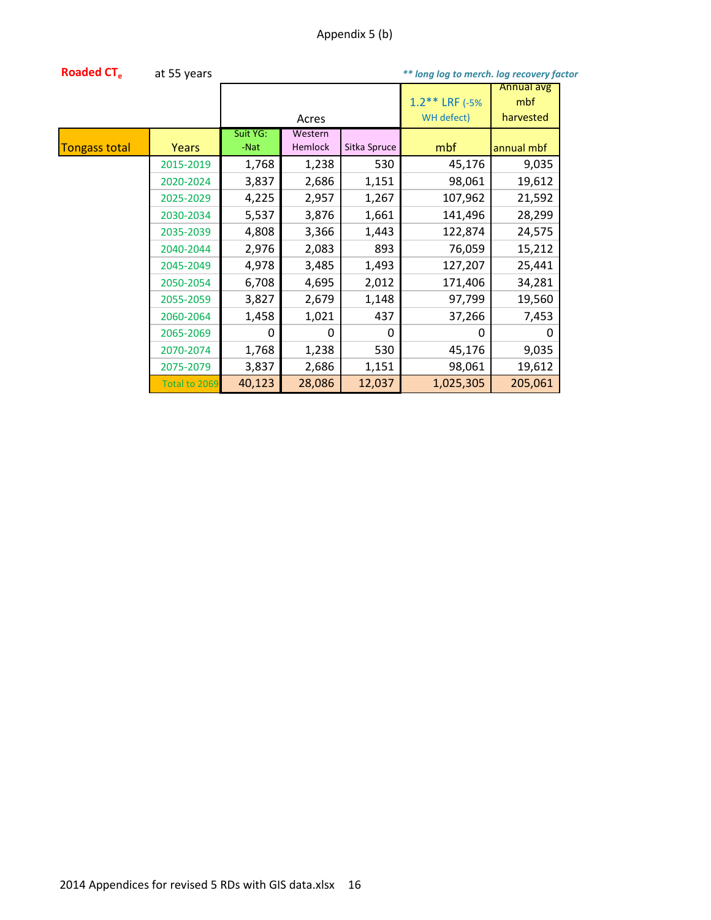Appendix 5 (b)

**Roaded $CT_e$** at 55 years

*** long log to merch. log recovery factor*

| Tongass total | Years | Acres | | | 1.2** LRF (-5% WH defect) | Annual avg mbf harvested |
|---|---|---|---|---|---|---|
| | | Suit YG: -Nat | Western Hemlock | Sitka Spruce | mbf | annual mbf |
| | 2015-2019 | 1,768 | 1,238 | 530 | 45,176 | 9,035 |
| | 2020-2024 | 3,837 | 2,686 | 1,151 | 98,061 | 19,612 |
| | 2025-2029 | 4,225 | 2,957 | 1,267 | 107,962 | 21,592 |
| | 2030-2034 | 5,537 | 3,876 | 1,661 | 141,496 | 28,299 |
| | 2035-2039 | 4,808 | 3,366 | 1,443 | 122,874 | 24,575 |
| | 2040-2044 | 2,976 | 2,083 | 893 | 76,059 | 15,212 |
| | 2045-2049 | 4,978 | 3,485 | 1,493 | 127,207 | 25,441 |
| | 2050-2054 | 6,708 | 4,695 | 2,012 | 171,406 | 34,281 |
| | 2055-2059 | 3,827 | 2,679 | 1,148 | 97,799 | 19,560 |
| | 2060-2064 | 1,458 | 1,021 | 437 | 37,266 | 7,453 |
| | 2065-2069 | 0 | 0 | 0 | 0 | 0 |
| | 2070-2074 | 1,768 | 1,238 | 530 | 45,176 | 9,035 |
| | 2075-2079 | 3,837 | 2,686 | 1,151 | 98,061 | 19,612 |
| | Total to 2069 | 40,123 | 28,086 | 12,037 | 1,025,305 | 205,061 |

2014 Appendices for revised 5 RDs with GIS data.xlsx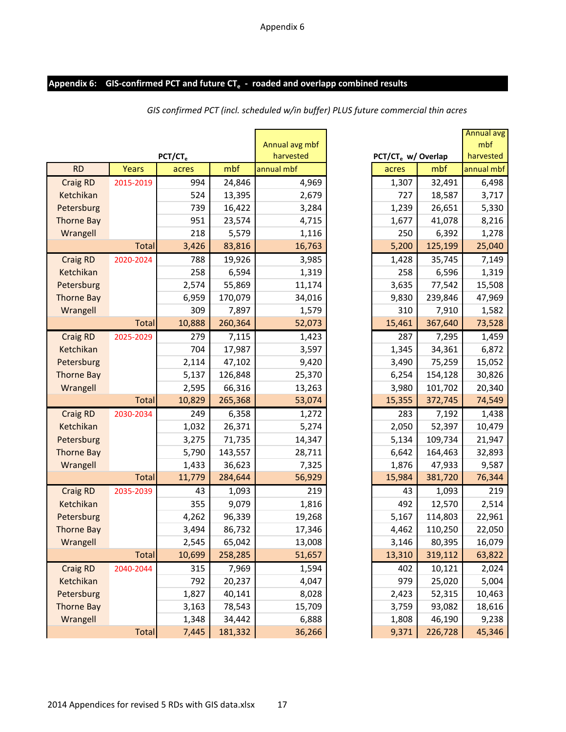## Appendix 6: GIS-confirmed PCT and future $CT_e$ - roaded and overlapp combined results

*GIS confirmed PCT (incl. scheduled w/in buffer) PLUS future commercial thin acres*

| | | $PCT/CT_e$ | | Annual avg mbf harvested | $PCT/CT_e$ w/ Overlap | | Annual avg mbf harvested |
|---|---|---|---|---|---|---|---|
| RD | Years | acres | mbf | annual mbf | acres | mbf | annual mbf |
| Craig RD | 2015-2019 | 994 | 24,846 | 4,969 | 1,307 | 32,491 | 6,498 |
| Ketchikan | | 524 | 13,395 | 2,679 | 727 | 18,587 | 3,717 |
| Petersburg | | 739 | 16,422 | 3,284 | 1,239 | 26,651 | 5,330 |
| Thorne Bay | | 951 | 23,574 | 4,715 | 1,677 | 41,078 | 8,216 |
| Wrangell | | 218 | 5,579 | 1,116 | 250 | 6,392 | 1,278 |
| | Total | 3,426 | 83,816 | 16,763 | 5,200 | 125,199 | 25,040 |
| Craig RD | 2020-2024 | 788 | 19,926 | 3,985 | 1,428 | 35,745 | 7,149 |
| Ketchikan | | 258 | 6,594 | 1,319 | 258 | 6,596 | 1,319 |
| Petersburg | | 2,574 | 55,869 | 11,174 | 3,635 | 77,542 | 15,508 |
| Thorne Bay | | 6,959 | 170,079 | 34,016 | 9,830 | 239,846 | 47,969 |
| Wrangell | | 309 | 7,897 | 1,579 | 310 | 7,910 | 1,582 |
| | Total | 10,888 | 260,364 | 52,073 | 15,461 | 367,640 | 73,528 |
| Craig RD | 2025-2029 | 279 | 7,115 | 1,423 | 287 | 7,295 | 1,459 |
| Ketchikan | | 704 | 17,987 | 3,597 | 1,345 | 34,361 | 6,872 |
| Petersburg | | 2,114 | 47,102 | 9,420 | 3,490 | 75,259 | 15,052 |
| Thorne Bay | | 5,137 | 126,848 | 25,370 | 6,254 | 154,128 | 30,826 |
| Wrangell | | 2,595 | 66,316 | 13,263 | 3,980 | 101,702 | 20,340 |
| | Total | 10,829 | 265,368 | 53,074 | 15,355 | 372,745 | 74,549 |
| Craig RD | 2030-2034 | 249 | 6,358 | 1,272 | 283 | 7,192 | 1,438 |
| Ketchikan | | 1,032 | 26,371 | 5,274 | 2,050 | 52,397 | 10,479 |
| Petersburg | | 3,275 | 71,735 | 14,347 | 5,134 | 109,734 | 21,947 |
| Thorne Bay | | 5,790 | 143,557 | 28,711 | 6,642 | 164,463 | 32,893 |
| Wrangell | | 1,433 | 36,623 | 7,325 | 1,876 | 47,933 | 9,587 |
| | Total | 11,779 | 284,644 | 56,929 | 15,984 | 381,720 | 76,344 |
| Craig RD | 2035-2039 | 43 | 1,093 | 219 | 43 | 1,093 | 219 |
| Ketchikan | | 355 | 9,079 | 1,816 | 492 | 12,570 | 2,514 |
| Petersburg | | 4,262 | 96,339 | 19,268 | 5,167 | 114,803 | 22,961 |
| Thorne Bay | | 3,494 | 86,732 | 17,346 | 4,462 | 110,250 | 22,050 |
| Wrangell | | 2,545 | 65,042 | 13,008 | 3,146 | 80,395 | 16,079 |
| | Total | 10,699 | 258,285 | 51,657 | 13,310 | 319,112 | 63,822 |
| Craig RD | 2040-2044 | 315 | 7,969 | 1,594 | 402 | 10,121 | 2,024 |
| Ketchikan | | 792 | 20,237 | 4,047 | 979 | 25,020 | 5,004 |
| Petersburg | | 1,827 | 40,141 | 8,028 | 2,423 | 52,315 | 10,463 |
| Thorne Bay | | 3,163 | 78,543 | 15,709 | 3,759 | 93,082 | 18,616 |
| Wrangell | | 1,348 | 34,442 | 6,888 | 1,808 | 46,190 | 9,238 |
| | Total | 7,445 | 181,332 | 36,266 | 9,371 | 226,728 | 45,346 |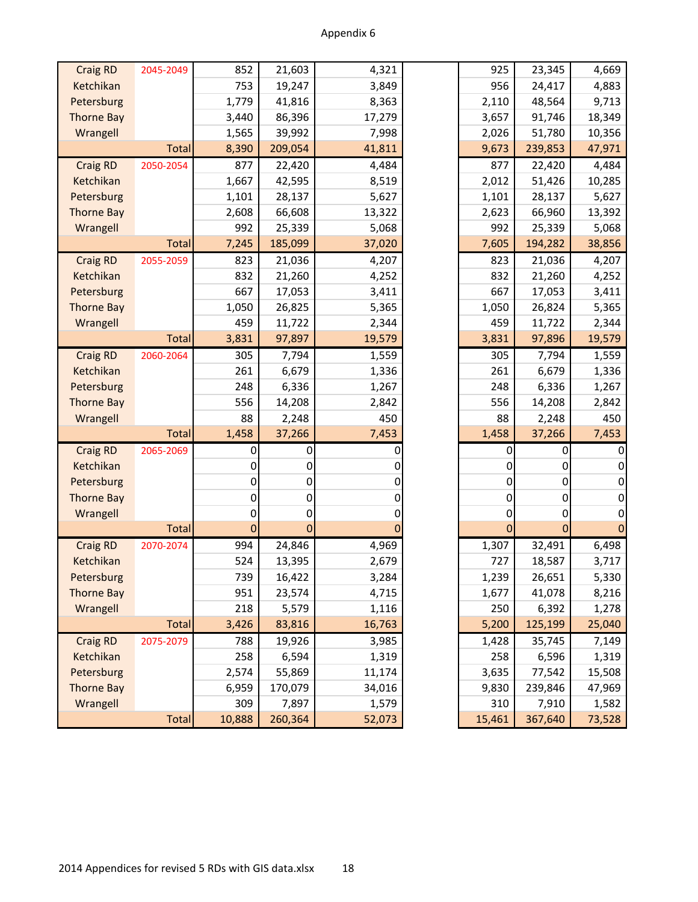Appendix 6

| | | | | | | | | |
|---|---|---|---|---|---|---|---|---|
| Craig RD | 2045-2049 | 852 | 21,603 | 4,321 | | 925 | 23,345 | 4,669 |
| Ketchikan | | 753 | 19,247 | 3,849 | | 956 | 24,417 | 4,883 |
| Petersburg | | 1,779 | 41,816 | 8,363 | | 2,110 | 48,564 | 9,713 |
| Thorne Bay | | 3,440 | 86,396 | 17,279 | | 3,657 | 91,746 | 18,349 |
| Wrangell | | 1,565 | 39,992 | 7,998 | | 2,026 | 51,780 | 10,356 |
| | Total | 8,390 | 209,054 | 41,811 | | 9,673 | 239,853 | 47,971 |
| Craig RD | 2050-2054 | 877 | 22,420 | 4,484 | | 877 | 22,420 | 4,484 |
| Ketchikan | | 1,667 | 42,595 | 8,519 | | 2,012 | 51,426 | 10,285 |
| Petersburg | | 1,101 | 28,137 | 5,627 | | 1,101 | 28,137 | 5,627 |
| Thorne Bay | | 2,608 | 66,608 | 13,322 | | 2,623 | 66,960 | 13,392 |
| Wrangell | | 992 | 25,339 | 5,068 | | 992 | 25,339 | 5,068 |
| | Total | 7,245 | 185,099 | 37,020 | | 7,605 | 194,282 | 38,856 |
| Craig RD | 2055-2059 | 823 | 21,036 | 4,207 | | 823 | 21,036 | 4,207 |
| Ketchikan | | 832 | 21,260 | 4,252 | | 832 | 21,260 | 4,252 |
| Petersburg | | 667 | 17,053 | 3,411 | | 667 | 17,053 | 3,411 |
| Thorne Bay | | 1,050 | 26,825 | 5,365 | | 1,050 | 26,824 | 5,365 |
| Wrangell | | 459 | 11,722 | 2,344 | | 459 | 11,722 | 2,344 |
| | Total | 3,831 | 97,897 | 19,579 | | 3,831 | 97,896 | 19,579 |
| Craig RD | 2060-2064 | 305 | 7,794 | 1,559 | | 305 | 7,794 | 1,559 |
| Ketchikan | | 261 | 6,679 | 1,336 | | 261 | 6,679 | 1,336 |
| Petersburg | | 248 | 6,336 | 1,267 | | 248 | 6,336 | 1,267 |
| Thorne Bay | | 556 | 14,208 | 2,842 | | 556 | 14,208 | 2,842 |
| Wrangell | | 88 | 2,248 | 450 | | 88 | 2,248 | 450 |
| | Total | 1,458 | 37,266 | 7,453 | | 1,458 | 37,266 | 7,453 |
| Craig RD | 2065-2069 | 0 | 0 | 0 | | 0 | 0 | 0 |
| Ketchikan | | 0 | 0 | 0 | | 0 | 0 | 0 |
| Petersburg | | 0 | 0 | 0 | | 0 | 0 | 0 |
| Thorne Bay | | 0 | 0 | 0 | | 0 | 0 | 0 |
| Wrangell | | 0 | 0 | 0 | | 0 | 0 | 0 |
| | Total | 0 | 0 | 0 | | 0 | 0 | 0 |
| Craig RD | 2070-2074 | 994 | 24,846 | 4,969 | | 1,307 | 32,491 | 6,498 |
| Ketchikan | | 524 | 13,395 | 2,679 | | 727 | 18,587 | 3,717 |
| Petersburg | | 739 | 16,422 | 3,284 | | 1,239 | 26,651 | 5,330 |
| Thorne Bay | | 951 | 23,574 | 4,715 | | 1,677 | 41,078 | 8,216 |
| Wrangell | | 218 | 5,579 | 1,116 | | 250 | 6,392 | 1,278 |
| | Total | 3,426 | 83,816 | 16,763 | | 5,200 | 125,199 | 25,040 |
| Craig RD | 2075-2079 | 788 | 19,926 | 3,985 | | 1,428 | 35,745 | 7,149 |
| Ketchikan | | 258 | 6,594 | 1,319 | | 258 | 6,596 | 1,319 |
| Petersburg | | 2,574 | 55,869 | 11,174 | | 3,635 | 77,542 | 15,508 |
| Thorne Bay | | 6,959 | 170,079 | 34,016 | | 9,830 | 239,846 | 47,969 |
| Wrangell | | 309 | 7,897 | 1,579 | | 310 | 7,910 | 1,582 |
| | Total | 10,888 | 260,364 | 52,073 | | 15,461 | 367,640 | 73,528 |

2014 Appendices for revised 5 RDs with GIS data.xlsx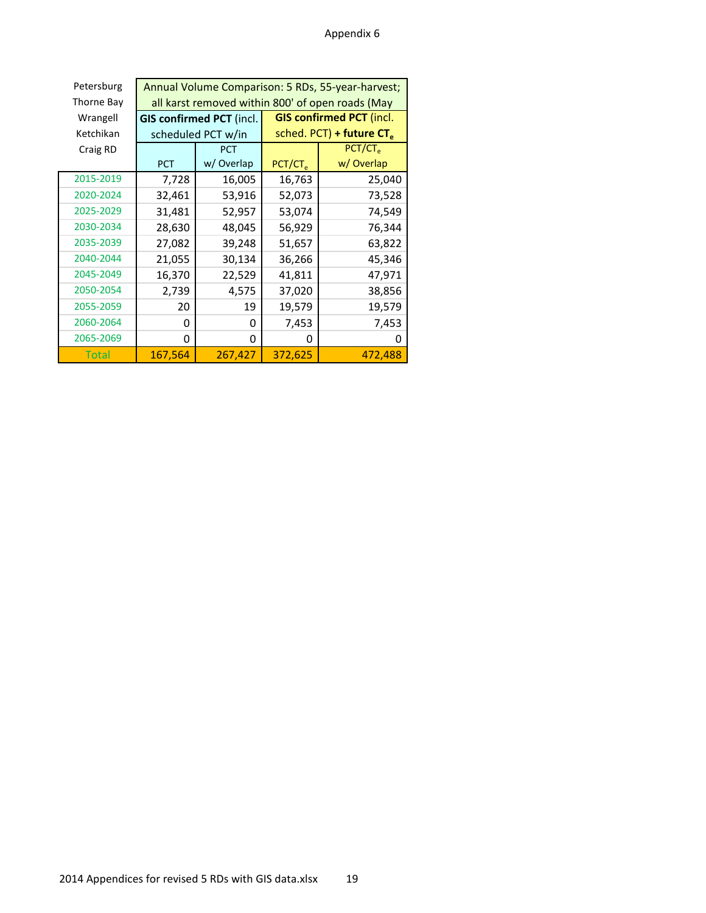Appendix 6

| Petersburg Thorne Bay Wrangell Ketchikan Craig RD | Annual Volume Comparison: 5 RDs, 55-year-harvest; all karst removed within 800' of open roads (May | | | |
|---|---|---|---|---|
| | **GIS confirmed PCT** (incl. scheduled PCT w/in | | **GIS confirmed PCT** (incl. sched. PCT) **+ future $CT_e$** | |
| | PCT | PCT w/ Overlap | $PCT/CT_e$ | $PCT/CT_e$ w/ Overlap |
| 2015-2019 | 7,728 | 16,005 | 16,763 | 25,040 |
| 2020-2024 | 32,461 | 53,916 | 52,073 | 73,528 |
| 2025-2029 | 31,481 | 52,957 | 53,074 | 74,549 |
| 2030-2034 | 28,630 | 48,045 | 56,929 | 76,344 |
| 2035-2039 | 27,082 | 39,248 | 51,657 | 63,822 |
| 2040-2044 | 21,055 | 30,134 | 36,266 | 45,346 |
| 2045-2049 | 16,370 | 22,529 | 41,811 | 47,971 |
| 2050-2054 | 2,739 | 4,575 | 37,020 | 38,856 |
| 2055-2059 | 20 | 19 | 19,579 | 19,579 |
| 2060-2064 | 0 | 0 | 7,453 | 7,453 |
| 2065-2069 | 0 | 0 | 0 | 0 |
| Total | 167,564 | 267,427 | 372,625 | 472,488 |

2014 Appendices for revised 5 RDs with GIS data.xlsx